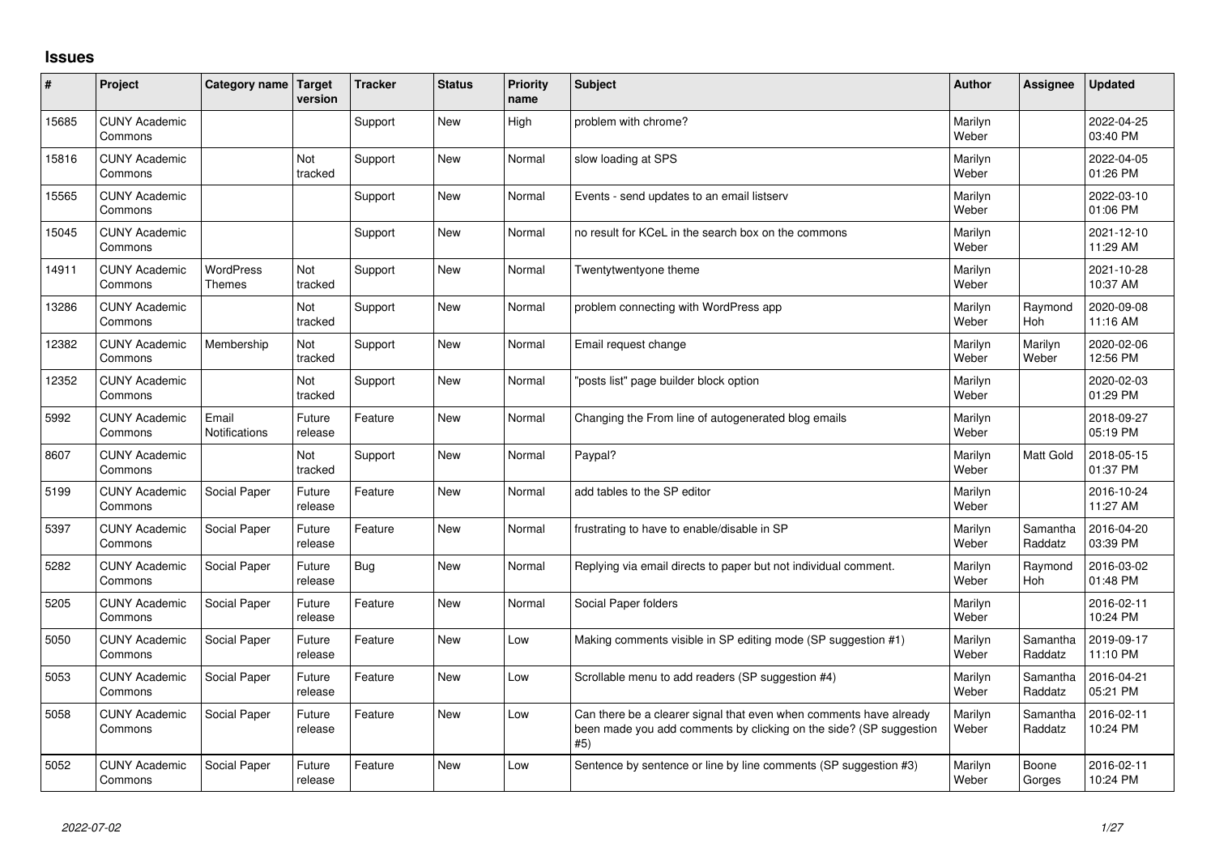# Issues

| # | Project | Category name | Target version | Tracker | Status | Priority name | Subject | Author | Assignee | Updated |
|---|---|---|---|---|---|---|---|---|---|---|
| 15685 | CUNY Academic Commons | | | Support | New | High | problem with chrome? | Marilyn Weber | | 2022-04-25 03:40 PM |
| 15816 | CUNY Academic Commons | | Not tracked | Support | New | Normal | slow loading at SPS | Marilyn Weber | | 2022-04-05 01:26 PM |
| 15565 | CUNY Academic Commons | | | Support | New | Normal | Events - send updates to an email listserv | Marilyn Weber | | 2022-03-10 01:06 PM |
| 15045 | CUNY Academic Commons | | | Support | New | Normal | no result for KCeL in the search box on the commons | Marilyn Weber | | 2021-12-10 11:29 AM |
| 14911 | CUNY Academic Commons | WordPress Themes | Not tracked | Support | New | Normal | Twentytwentyone theme | Marilyn Weber | | 2021-10-28 10:37 AM |
| 13286 | CUNY Academic Commons | | Not tracked | Support | New | Normal | problem connecting with WordPress app | Marilyn Weber | Raymond Hoh | 2020-09-08 11:16 AM |
| 12382 | CUNY Academic Commons | Membership | Not tracked | Support | New | Normal | Email request change | Marilyn Weber | Marilyn Weber | 2020-02-06 12:56 PM |
| 12352 | CUNY Academic Commons | | Not tracked | Support | New | Normal | "posts list" page builder block option | Marilyn Weber | | 2020-02-03 01:29 PM |
| 5992 | CUNY Academic Commons | Email Notifications | Future release | Feature | New | Normal | Changing the From line of autogenerated blog emails | Marilyn Weber | | 2018-09-27 05:19 PM |
| 8607 | CUNY Academic Commons | | Not tracked | Support | New | Normal | Paypal? | Marilyn Weber | Matt Gold | 2018-05-15 01:37 PM |
| 5199 | CUNY Academic Commons | Social Paper | Future release | Feature | New | Normal | add tables to the SP editor | Marilyn Weber | | 2016-10-24 11:27 AM |
| 5397 | CUNY Academic Commons | Social Paper | Future release | Feature | New | Normal | frustrating to have to enable/disable in SP | Marilyn Weber | Samantha Raddatz | 2016-04-20 03:39 PM |
| 5282 | CUNY Academic Commons | Social Paper | Future release | Bug | New | Normal | Replying via email directs to paper but not individual comment. | Marilyn Weber | Raymond Hoh | 2016-03-02 01:48 PM |
| 5205 | CUNY Academic Commons | Social Paper | Future release | Feature | New | Normal | Social Paper folders | Marilyn Weber | | 2016-02-11 10:24 PM |
| 5050 | CUNY Academic Commons | Social Paper | Future release | Feature | New | Low | Making comments visible in SP editing mode (SP suggestion #1) | Marilyn Weber | Samantha Raddatz | 2019-09-17 11:10 PM |
| 5053 | CUNY Academic Commons | Social Paper | Future release | Feature | New | Low | Scrollable menu to add readers (SP suggestion #4) | Marilyn Weber | Samantha Raddatz | 2016-04-21 05:21 PM |
| 5058 | CUNY Academic Commons | Social Paper | Future release | Feature | New | Low | Can there be a clearer signal that even when comments have already been made you add comments by clicking on the side? (SP suggestion #5) | Marilyn Weber | Samantha Raddatz | 2016-02-11 10:24 PM |
| 5052 | CUNY Academic Commons | Social Paper | Future release | Feature | New | Low | Sentence by sentence or line by line comments (SP suggestion #3) | Marilyn Weber | Boone Gorges | 2016-02-11 10:24 PM |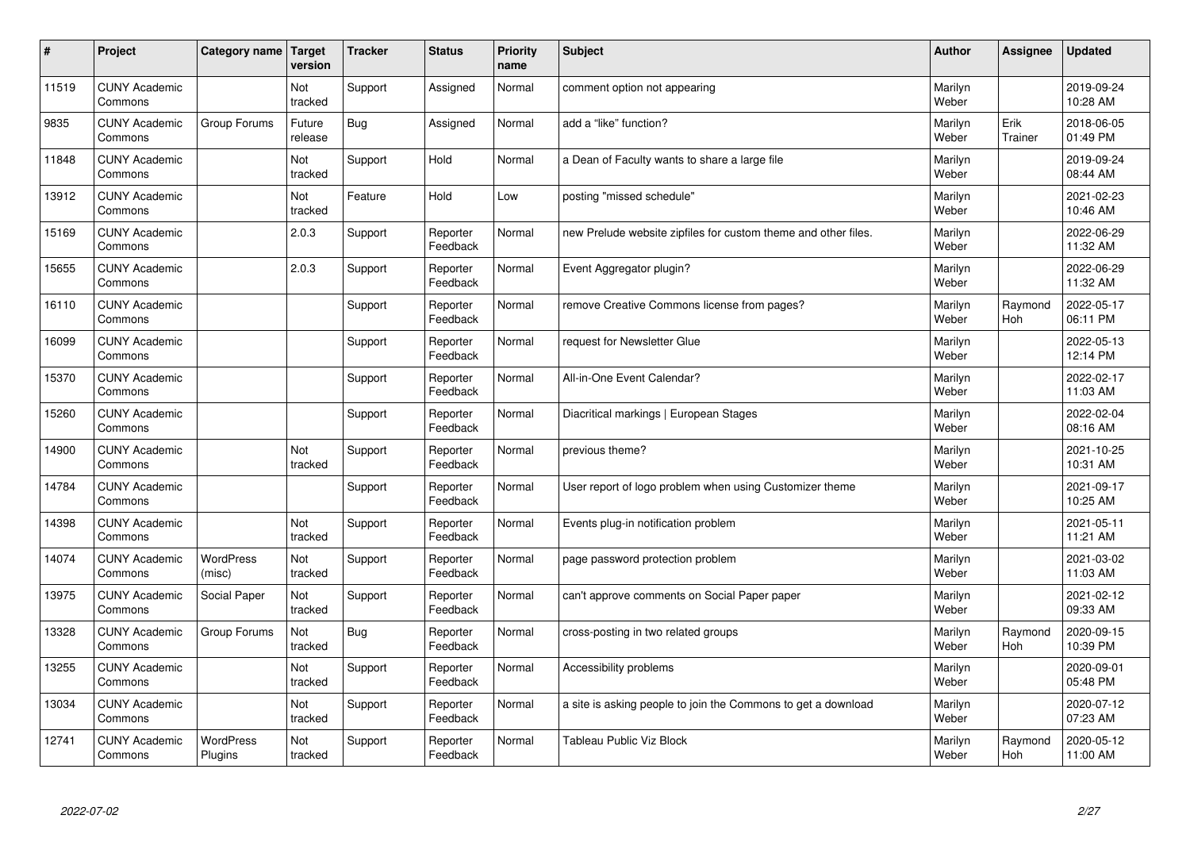| # | Project | Category name | Target version | Tracker | Status | Priority name | Subject | Author | Assignee | Updated |
|---|---|---|---|---|---|---|---|---|---|---|
| 11519 | CUNY Academic Commons | | Not tracked | Support | Assigned | Normal | comment option not appearing | Marilyn Weber | | 2019-09-24 10:28 AM |
| 9835 | CUNY Academic Commons | Group Forums | Future release | Bug | Assigned | Normal | add a "like" function? | Marilyn Weber | Erik Trainer | 2018-06-05 01:49 PM |
| 11848 | CUNY Academic Commons | | Not tracked | Support | Hold | Normal | a Dean of Faculty wants to share a large file | Marilyn Weber | | 2019-09-24 08:44 AM |
| 13912 | CUNY Academic Commons | | Not tracked | Feature | Hold | Low | posting "missed schedule" | Marilyn Weber | | 2021-02-23 10:46 AM |
| 15169 | CUNY Academic Commons | | 2.0.3 | Support | Reporter Feedback | Normal | new Prelude website zipfiles for custom theme and other files. | Marilyn Weber | | 2022-06-29 11:32 AM |
| 15655 | CUNY Academic Commons | | 2.0.3 | Support | Reporter Feedback | Normal | Event Aggregator plugin? | Marilyn Weber | | 2022-06-29 11:32 AM |
| 16110 | CUNY Academic Commons | | | Support | Reporter Feedback | Normal | remove Creative Commons license from pages? | Marilyn Weber | Raymond Hoh | 2022-05-17 06:11 PM |
| 16099 | CUNY Academic Commons | | | Support | Reporter Feedback | Normal | request for Newsletter Glue | Marilyn Weber | | 2022-05-13 12:14 PM |
| 15370 | CUNY Academic Commons | | | Support | Reporter Feedback | Normal | All-in-One Event Calendar? | Marilyn Weber | | 2022-02-17 11:03 AM |
| 15260 | CUNY Academic Commons | | | Support | Reporter Feedback | Normal | Diacritical markings \| European Stages | Marilyn Weber | | 2022-02-04 08:16 AM |
| 14900 | CUNY Academic Commons | | Not tracked | Support | Reporter Feedback | Normal | previous theme? | Marilyn Weber | | 2021-10-25 10:31 AM |
| 14784 | CUNY Academic Commons | | | Support | Reporter Feedback | Normal | User report of logo problem when using Customizer theme | Marilyn Weber | | 2021-09-17 10:25 AM |
| 14398 | CUNY Academic Commons | | Not tracked | Support | Reporter Feedback | Normal | Events plug-in notification problem | Marilyn Weber | | 2021-05-11 11:21 AM |
| 14074 | CUNY Academic Commons | WordPress (misc) | Not tracked | Support | Reporter Feedback | Normal | page password protection problem | Marilyn Weber | | 2021-03-02 11:03 AM |
| 13975 | CUNY Academic Commons | Social Paper | Not tracked | Support | Reporter Feedback | Normal | can't approve comments on Social Paper paper | Marilyn Weber | | 2021-02-12 09:33 AM |
| 13328 | CUNY Academic Commons | Group Forums | Not tracked | Bug | Reporter Feedback | Normal | cross-posting in two related groups | Marilyn Weber | Raymond Hoh | 2020-09-15 10:39 PM |
| 13255 | CUNY Academic Commons | | Not tracked | Support | Reporter Feedback | Normal | Accessibility problems | Marilyn Weber | | 2020-09-01 05:48 PM |
| 13034 | CUNY Academic Commons | | Not tracked | Support | Reporter Feedback | Normal | a site is asking people to join the Commons to get a download | Marilyn Weber | | 2020-07-12 07:23 AM |
| 12741 | CUNY Academic Commons | WordPress Plugins | Not tracked | Support | Reporter Feedback | Normal | Tableau Public Viz Block | Marilyn Weber | Raymond Hoh | 2020-05-12 11:00 AM |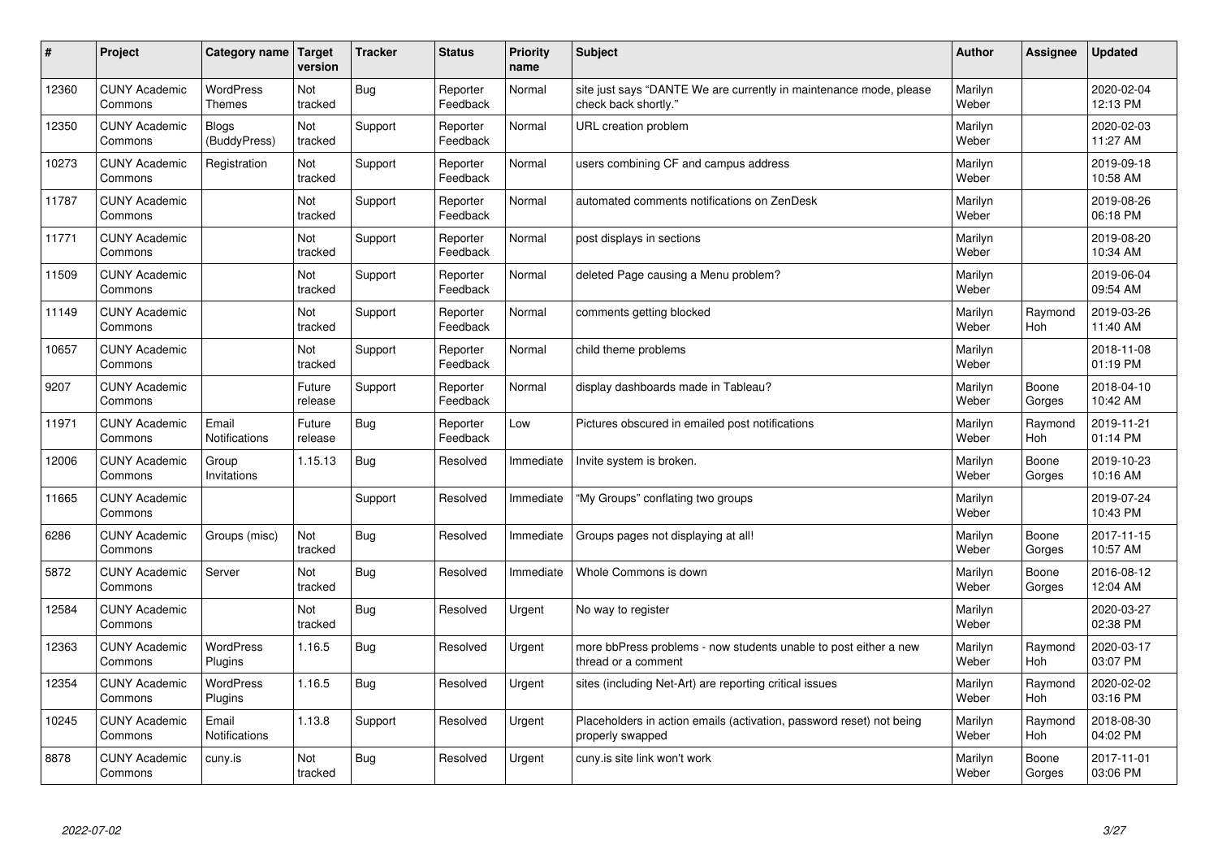| # | Project | Category name | Target version | Tracker | Status | Priority name | Subject | Author | Assignee | Updated |
|---|---|---|---|---|---|---|---|---|---|---|
| 12360 | CUNY Academic Commons | WordPress Themes | Not tracked | Bug | Reporter Feedback | Normal | site just says "DANTE We are currently in maintenance mode, please check back shortly." | Marilyn Weber | | 2020-02-04 12:13 PM |
| 12350 | CUNY Academic Commons | Blogs (BuddyPress) | Not tracked | Support | Reporter Feedback | Normal | URL creation problem | Marilyn Weber | | 2020-02-03 11:27 AM |
| 10273 | CUNY Academic Commons | Registration | Not tracked | Support | Reporter Feedback | Normal | users combining CF and campus address | Marilyn Weber | | 2019-09-18 10:58 AM |
| 11787 | CUNY Academic Commons | | Not tracked | Support | Reporter Feedback | Normal | automated comments notifications on ZenDesk | Marilyn Weber | | 2019-08-26 06:18 PM |
| 11771 | CUNY Academic Commons | | Not tracked | Support | Reporter Feedback | Normal | post displays in sections | Marilyn Weber | | 2019-08-20 10:34 AM |
| 11509 | CUNY Academic Commons | | Not tracked | Support | Reporter Feedback | Normal | deleted Page causing a Menu problem? | Marilyn Weber | | 2019-06-04 09:54 AM |
| 11149 | CUNY Academic Commons | | Not tracked | Support | Reporter Feedback | Normal | comments getting blocked | Marilyn Weber | Raymond Hoh | 2019-03-26 11:40 AM |
| 10657 | CUNY Academic Commons | | Not tracked | Support | Reporter Feedback | Normal | child theme problems | Marilyn Weber | | 2018-11-08 01:19 PM |
| 9207 | CUNY Academic Commons | | Future release | Support | Reporter Feedback | Normal | display dashboards made in Tableau? | Marilyn Weber | Boone Gorges | 2018-04-10 10:42 AM |
| 11971 | CUNY Academic Commons | Email Notifications | Future release | Bug | Reporter Feedback | Low | Pictures obscured in emailed post notifications | Marilyn Weber | Raymond Hoh | 2019-11-21 01:14 PM |
| 12006 | CUNY Academic Commons | Group Invitations | 1.15.13 | Bug | Resolved | Immediate | Invite system is broken. | Marilyn Weber | Boone Gorges | 2019-10-23 10:16 AM |
| 11665 | CUNY Academic Commons | | | Support | Resolved | Immediate | "My Groups" conflating two groups | Marilyn Weber | | 2019-07-24 10:43 PM |
| 6286 | CUNY Academic Commons | Groups (misc) | Not tracked | Bug | Resolved | Immediate | Groups pages not displaying at all! | Marilyn Weber | Boone Gorges | 2017-11-15 10:57 AM |
| 5872 | CUNY Academic Commons | Server | Not tracked | Bug | Resolved | Immediate | Whole Commons is down | Marilyn Weber | Boone Gorges | 2016-08-12 12:04 AM |
| 12584 | CUNY Academic Commons | | Not tracked | Bug | Resolved | Urgent | No way to register | Marilyn Weber | | 2020-03-27 02:38 PM |
| 12363 | CUNY Academic Commons | WordPress Plugins | 1.16.5 | Bug | Resolved | Urgent | more bbPress problems - now students unable to post either a new thread or a comment | Marilyn Weber | Raymond Hoh | 2020-03-17 03:07 PM |
| 12354 | CUNY Academic Commons | WordPress Plugins | 1.16.5 | Bug | Resolved | Urgent | sites (including Net-Art) are reporting critical issues | Marilyn Weber | Raymond Hoh | 2020-02-02 03:16 PM |
| 10245 | CUNY Academic Commons | Email Notifications | 1.13.8 | Support | Resolved | Urgent | Placeholders in action emails (activation, password reset) not being properly swapped | Marilyn Weber | Raymond Hoh | 2018-08-30 04:02 PM |
| 8878 | CUNY Academic Commons | cuny.is | Not tracked | Bug | Resolved | Urgent | cuny.is site link won't work | Marilyn Weber | Boone Gorges | 2017-11-01 03:06 PM |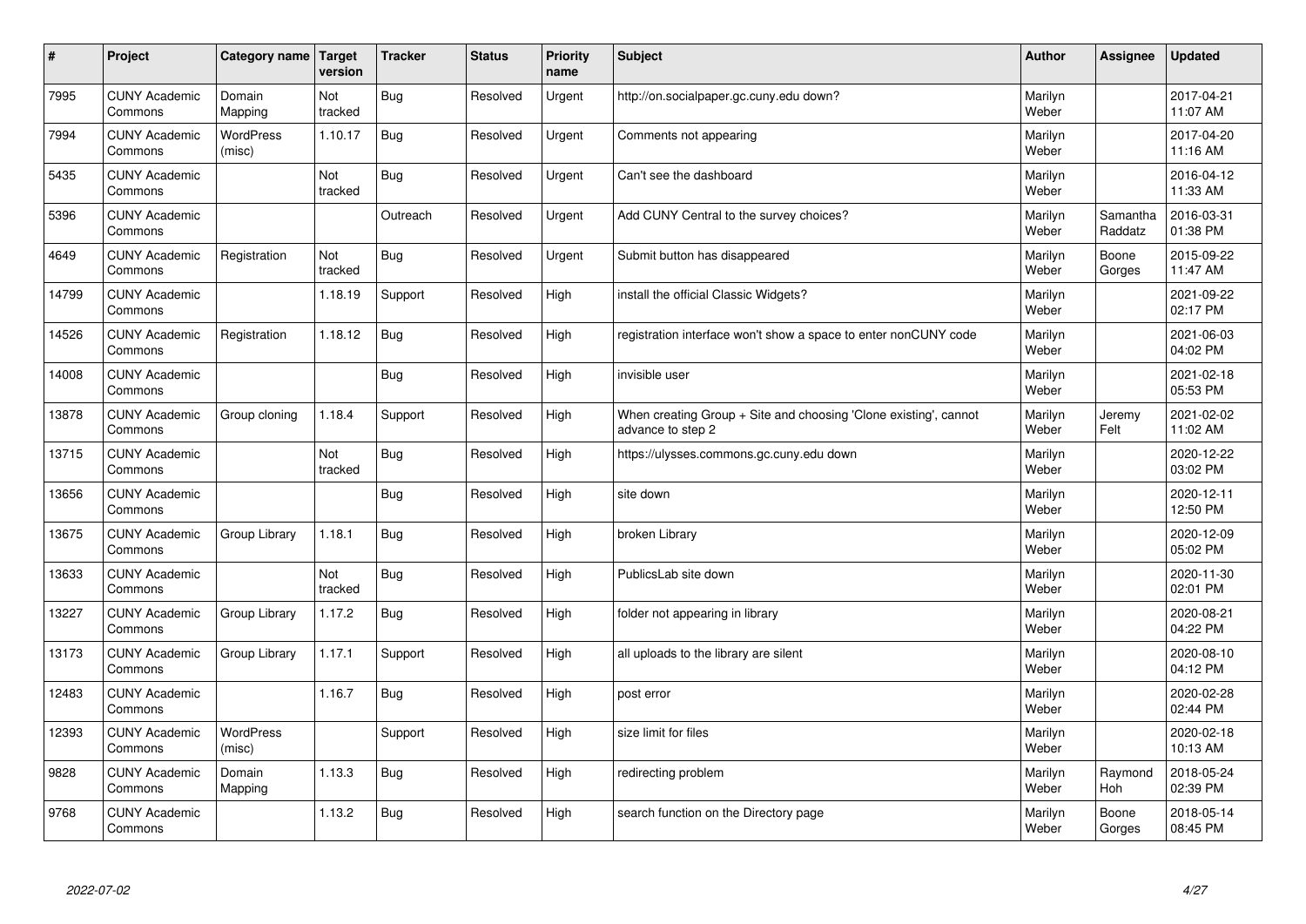| # | Project | Category name | Target version | Tracker | Status | Priority name | Subject | Author | Assignee | Updated |
|---|---|---|---|---|---|---|---|---|---|---|
| 7995 | CUNY Academic Commons | Domain Mapping | Not tracked | Bug | Resolved | Urgent | http://on.socialpaper.gc.cuny.edu down? | Marilyn Weber | | 2017-04-21 11:07 AM |
| 7994 | CUNY Academic Commons | WordPress (misc) | 1.10.17 | Bug | Resolved | Urgent | Comments not appearing | Marilyn Weber | | 2017-04-20 11:16 AM |
| 5435 | CUNY Academic Commons | | Not tracked | Bug | Resolved | Urgent | Can't see the dashboard | Marilyn Weber | | 2016-04-12 11:33 AM |
| 5396 | CUNY Academic Commons | | | Outreach | Resolved | Urgent | Add CUNY Central to the survey choices? | Marilyn Weber | Samantha Raddatz | 2016-03-31 01:38 PM |
| 4649 | CUNY Academic Commons | Registration | Not tracked | Bug | Resolved | Urgent | Submit button has disappeared | Marilyn Weber | Boone Gorges | 2015-09-22 11:47 AM |
| 14799 | CUNY Academic Commons | | 1.18.19 | Support | Resolved | High | install the official Classic Widgets? | Marilyn Weber | | 2021-09-22 02:17 PM |
| 14526 | CUNY Academic Commons | Registration | 1.18.12 | Bug | Resolved | High | registration interface won't show a space to enter nonCUNY code | Marilyn Weber | | 2021-06-03 04:02 PM |
| 14008 | CUNY Academic Commons | | | Bug | Resolved | High | invisible user | Marilyn Weber | | 2021-02-18 05:53 PM |
| 13878 | CUNY Academic Commons | Group cloning | 1.18.4 | Support | Resolved | High | When creating Group + Site and choosing 'Clone existing', cannot advance to step 2 | Marilyn Weber | Jeremy Felt | 2021-02-02 11:02 AM |
| 13715 | CUNY Academic Commons | | Not tracked | Bug | Resolved | High | https://ulysses.commons.gc.cuny.edu down | Marilyn Weber | | 2020-12-22 03:02 PM |
| 13656 | CUNY Academic Commons | | | Bug | Resolved | High | site down | Marilyn Weber | | 2020-12-11 12:50 PM |
| 13675 | CUNY Academic Commons | Group Library | 1.18.1 | Bug | Resolved | High | broken Library | Marilyn Weber | | 2020-12-09 05:02 PM |
| 13633 | CUNY Academic Commons | | Not tracked | Bug | Resolved | High | PublicsLab site down | Marilyn Weber | | 2020-11-30 02:01 PM |
| 13227 | CUNY Academic Commons | Group Library | 1.17.2 | Bug | Resolved | High | folder not appearing in library | Marilyn Weber | | 2020-08-21 04:22 PM |
| 13173 | CUNY Academic Commons | Group Library | 1.17.1 | Support | Resolved | High | all uploads to the library are silent | Marilyn Weber | | 2020-08-10 04:12 PM |
| 12483 | CUNY Academic Commons | | 1.16.7 | Bug | Resolved | High | post error | Marilyn Weber | | 2020-02-28 02:44 PM |
| 12393 | CUNY Academic Commons | WordPress (misc) | | Support | Resolved | High | size limit for files | Marilyn Weber | | 2020-02-18 10:13 AM |
| 9828 | CUNY Academic Commons | Domain Mapping | 1.13.3 | Bug | Resolved | High | redirecting problem | Marilyn Weber | Raymond Hoh | 2018-05-24 02:39 PM |
| 9768 | CUNY Academic Commons | | 1.13.2 | Bug | Resolved | High | search function on the Directory page | Marilyn Weber | Boone Gorges | 2018-05-14 08:45 PM |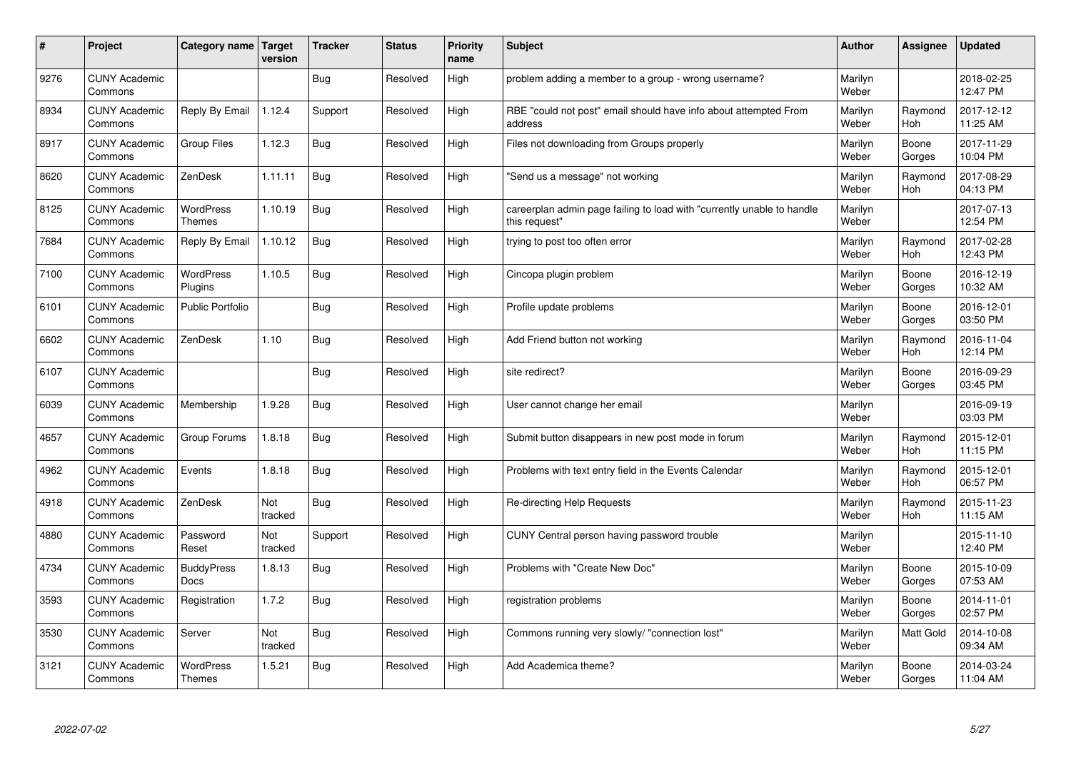| # | Project | Category name | Target version | Tracker | Status | Priority name | Subject | Author | Assignee | Updated |
|---|---|---|---|---|---|---|---|---|---|---|
| 9276 | CUNY Academic Commons | | | Bug | Resolved | High | problem adding a member to a group - wrong username? | Marilyn Weber | | 2018-02-25 12:47 PM |
| 8934 | CUNY Academic Commons | Reply By Email | 1.12.4 | Support | Resolved | High | RBE "could not post" email should have info about attempted From address | Marilyn Weber | Raymond Hoh | 2017-12-12 11:25 AM |
| 8917 | CUNY Academic Commons | Group Files | 1.12.3 | Bug | Resolved | High | Files not downloading from Groups properly | Marilyn Weber | Boone Gorges | 2017-11-29 10:04 PM |
| 8620 | CUNY Academic Commons | ZenDesk | 1.11.11 | Bug | Resolved | High | "Send us a message" not working | Marilyn Weber | Raymond Hoh | 2017-08-29 04:13 PM |
| 8125 | CUNY Academic Commons | WordPress Themes | 1.10.19 | Bug | Resolved | High | careerplan admin page failing to load with "currently unable to handle this request" | Marilyn Weber | | 2017-07-13 12:54 PM |
| 7684 | CUNY Academic Commons | Reply By Email | 1.10.12 | Bug | Resolved | High | trying to post too often error | Marilyn Weber | Raymond Hoh | 2017-02-28 12:43 PM |
| 7100 | CUNY Academic Commons | WordPress Plugins | 1.10.5 | Bug | Resolved | High | Cincopa plugin problem | Marilyn Weber | Boone Gorges | 2016-12-19 10:32 AM |
| 6101 | CUNY Academic Commons | Public Portfolio | | Bug | Resolved | High | Profile update problems | Marilyn Weber | Boone Gorges | 2016-12-01 03:50 PM |
| 6602 | CUNY Academic Commons | ZenDesk | 1.10 | Bug | Resolved | High | Add Friend button not working | Marilyn Weber | Raymond Hoh | 2016-11-04 12:14 PM |
| 6107 | CUNY Academic Commons | | | Bug | Resolved | High | site redirect? | Marilyn Weber | Boone Gorges | 2016-09-29 03:45 PM |
| 6039 | CUNY Academic Commons | Membership | 1.9.28 | Bug | Resolved | High | User cannot change her email | Marilyn Weber | | 2016-09-19 03:03 PM |
| 4657 | CUNY Academic Commons | Group Forums | 1.8.18 | Bug | Resolved | High | Submit button disappears in new post mode in forum | Marilyn Weber | Raymond Hoh | 2015-12-01 11:15 PM |
| 4962 | CUNY Academic Commons | Events | 1.8.18 | Bug | Resolved | High | Problems with text entry field in the Events Calendar | Marilyn Weber | Raymond Hoh | 2015-12-01 06:57 PM |
| 4918 | CUNY Academic Commons | ZenDesk | Not tracked | Bug | Resolved | High | Re-directing Help Requests | Marilyn Weber | Raymond Hoh | 2015-11-23 11:15 AM |
| 4880 | CUNY Academic Commons | Password Reset | Not tracked | Support | Resolved | High | CUNY Central person having password trouble | Marilyn Weber | | 2015-11-10 12:40 PM |
| 4734 | CUNY Academic Commons | BuddyPress Docs | 1.8.13 | Bug | Resolved | High | Problems with "Create New Doc" | Marilyn Weber | Boone Gorges | 2015-10-09 07:53 AM |
| 3593 | CUNY Academic Commons | Registration | 1.7.2 | Bug | Resolved | High | registration problems | Marilyn Weber | Boone Gorges | 2014-11-01 02:57 PM |
| 3530 | CUNY Academic Commons | Server | Not tracked | Bug | Resolved | High | Commons running very slowly/ "connection lost" | Marilyn Weber | Matt Gold | 2014-10-08 09:34 AM |
| 3121 | CUNY Academic Commons | WordPress Themes | 1.5.21 | Bug | Resolved | High | Add Academica theme? | Marilyn Weber | Boone Gorges | 2014-03-24 11:04 AM |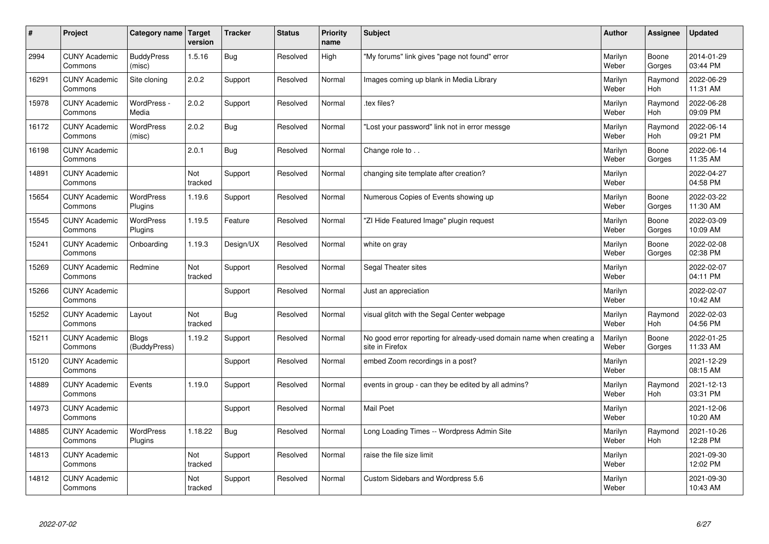| # | Project | Category name | Target version | Tracker | Status | Priority name | Subject | Author | Assignee | Updated |
|---|---|---|---|---|---|---|---|---|---|---|
| 2994 | CUNY Academic Commons | BuddyPress (misc) | 1.5.16 | Bug | Resolved | High | "My forums" link gives "page not found" error | Marilyn Weber | Boone Gorges | 2014-01-29 03:44 PM |
| 16291 | CUNY Academic Commons | Site cloning | 2.0.2 | Support | Resolved | Normal | Images coming up blank in Media Library | Marilyn Weber | Raymond Hoh | 2022-06-29 11:31 AM |
| 15978 | CUNY Academic Commons | WordPress - Media | 2.0.2 | Support | Resolved | Normal | .tex files? | Marilyn Weber | Raymond Hoh | 2022-06-28 09:09 PM |
| 16172 | CUNY Academic Commons | WordPress (misc) | 2.0.2 | Bug | Resolved | Normal | "Lost your password" link not in error messge | Marilyn Weber | Raymond Hoh | 2022-06-14 09:21 PM |
| 16198 | CUNY Academic Commons | | 2.0.1 | Bug | Resolved | Normal | Change role to . . | Marilyn Weber | Boone Gorges | 2022-06-14 11:35 AM |
| 14891 | CUNY Academic Commons | | Not tracked | Support | Resolved | Normal | changing site template after creation? | Marilyn Weber | | 2022-04-27 04:58 PM |
| 15654 | CUNY Academic Commons | WordPress Plugins | 1.19.6 | Support | Resolved | Normal | Numerous Copies of Events showing up | Marilyn Weber | Boone Gorges | 2022-03-22 11:30 AM |
| 15545 | CUNY Academic Commons | WordPress Plugins | 1.19.5 | Feature | Resolved | Normal | "ZI Hide Featured Image" plugin request | Marilyn Weber | Boone Gorges | 2022-03-09 10:09 AM |
| 15241 | CUNY Academic Commons | Onboarding | 1.19.3 | Design/UX | Resolved | Normal | white on gray | Marilyn Weber | Boone Gorges | 2022-02-08 02:38 PM |
| 15269 | CUNY Academic Commons | Redmine | Not tracked | Support | Resolved | Normal | Segal Theater sites | Marilyn Weber | | 2022-02-07 04:11 PM |
| 15266 | CUNY Academic Commons | | | Support | Resolved | Normal | Just an appreciation | Marilyn Weber | | 2022-02-07 10:42 AM |
| 15252 | CUNY Academic Commons | Layout | Not tracked | Bug | Resolved | Normal | visual glitch with the Segal Center webpage | Marilyn Weber | Raymond Hoh | 2022-02-03 04:56 PM |
| 15211 | CUNY Academic Commons | Blogs (BuddyPress) | 1.19.2 | Support | Resolved | Normal | No good error reporting for already-used domain name when creating a site in Firefox | Marilyn Weber | Boone Gorges | 2022-01-25 11:33 AM |
| 15120 | CUNY Academic Commons | | | Support | Resolved | Normal | embed Zoom recordings in a post? | Marilyn Weber | | 2021-12-29 08:15 AM |
| 14889 | CUNY Academic Commons | Events | 1.19.0 | Support | Resolved | Normal | events in group - can they be edited by all admins? | Marilyn Weber | Raymond Hoh | 2021-12-13 03:31 PM |
| 14973 | CUNY Academic Commons | | | Support | Resolved | Normal | Mail Poet | Marilyn Weber | | 2021-12-06 10:20 AM |
| 14885 | CUNY Academic Commons | WordPress Plugins | 1.18.22 | Bug | Resolved | Normal | Long Loading Times -- Wordpress Admin Site | Marilyn Weber | Raymond Hoh | 2021-10-26 12:28 PM |
| 14813 | CUNY Academic Commons | | Not tracked | Support | Resolved | Normal | raise the file size limit | Marilyn Weber | | 2021-09-30 12:02 PM |
| 14812 | CUNY Academic Commons | | Not tracked | Support | Resolved | Normal | Custom Sidebars and Wordpress 5.6 | Marilyn Weber | | 2021-09-30 10:43 AM |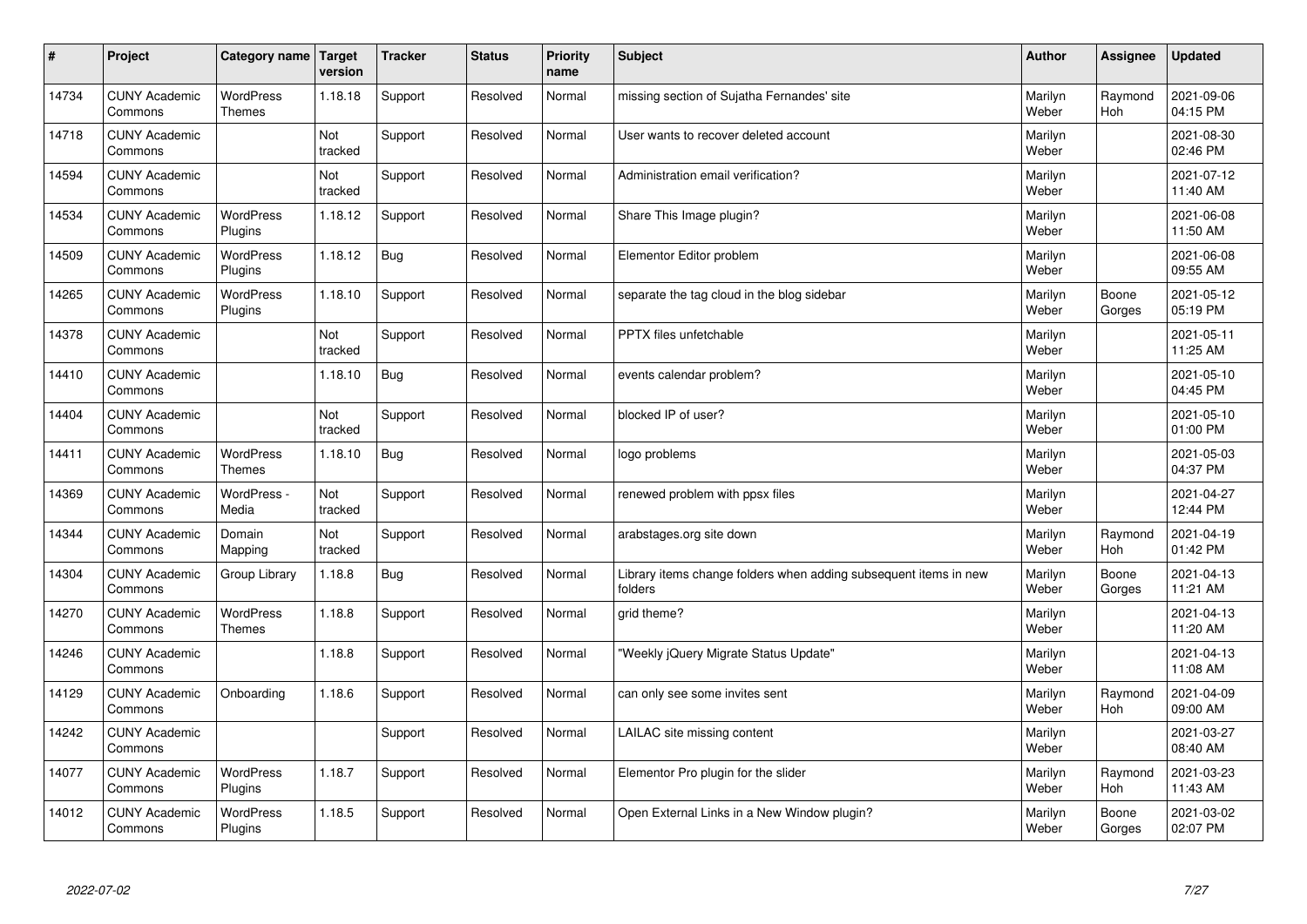| # | Project | Category name | Target version | Tracker | Status | Priority name | Subject | Author | Assignee | Updated |
|---|---|---|---|---|---|---|---|---|---|---|
| 14734 | CUNY Academic Commons | WordPress Themes | 1.18.18 | Support | Resolved | Normal | missing section of Sujatha Fernandes' site | Marilyn Weber | Raymond Hoh | 2021-09-06 04:15 PM |
| 14718 | CUNY Academic Commons | | Not tracked | Support | Resolved | Normal | User wants to recover deleted account | Marilyn Weber | | 2021-08-30 02:46 PM |
| 14594 | CUNY Academic Commons | | Not tracked | Support | Resolved | Normal | Administration email verification? | Marilyn Weber | | 2021-07-12 11:40 AM |
| 14534 | CUNY Academic Commons | WordPress Plugins | 1.18.12 | Support | Resolved | Normal | Share This Image plugin? | Marilyn Weber | | 2021-06-08 11:50 AM |
| 14509 | CUNY Academic Commons | WordPress Plugins | 1.18.12 | Bug | Resolved | Normal | Elementor Editor problem | Marilyn Weber | | 2021-06-08 09:55 AM |
| 14265 | CUNY Academic Commons | WordPress Plugins | 1.18.10 | Support | Resolved | Normal | separate the tag cloud in the blog sidebar | Marilyn Weber | Boone Gorges | 2021-05-12 05:19 PM |
| 14378 | CUNY Academic Commons | | Not tracked | Support | Resolved | Normal | PPTX files unfetchable | Marilyn Weber | | 2021-05-11 11:25 AM |
| 14410 | CUNY Academic Commons | | 1.18.10 | Bug | Resolved | Normal | events calendar problem? | Marilyn Weber | | 2021-05-10 04:45 PM |
| 14404 | CUNY Academic Commons | | Not tracked | Support | Resolved | Normal | blocked IP of user? | Marilyn Weber | | 2021-05-10 01:00 PM |
| 14411 | CUNY Academic Commons | WordPress Themes | 1.18.10 | Bug | Resolved | Normal | logo problems | Marilyn Weber | | 2021-05-03 04:37 PM |
| 14369 | CUNY Academic Commons | WordPress - Media | Not tracked | Support | Resolved | Normal | renewed problem with ppsx files | Marilyn Weber | | 2021-04-27 12:44 PM |
| 14344 | CUNY Academic Commons | Domain Mapping | Not tracked | Support | Resolved | Normal | arabstages.org site down | Marilyn Weber | Raymond Hoh | 2021-04-19 01:42 PM |
| 14304 | CUNY Academic Commons | Group Library | 1.18.8 | Bug | Resolved | Normal | Library items change folders when adding subsequent items in new folders | Marilyn Weber | Boone Gorges | 2021-04-13 11:21 AM |
| 14270 | CUNY Academic Commons | WordPress Themes | 1.18.8 | Support | Resolved | Normal | grid theme? | Marilyn Weber | | 2021-04-13 11:20 AM |
| 14246 | CUNY Academic Commons | | 1.18.8 | Support | Resolved | Normal | "Weekly jQuery Migrate Status Update" | Marilyn Weber | | 2021-04-13 11:08 AM |
| 14129 | CUNY Academic Commons | Onboarding | 1.18.6 | Support | Resolved | Normal | can only see some invites sent | Marilyn Weber | Raymond Hoh | 2021-04-09 09:00 AM |
| 14242 | CUNY Academic Commons | | | Support | Resolved | Normal | LAILAC site missing content | Marilyn Weber | | 2021-03-27 08:40 AM |
| 14077 | CUNY Academic Commons | WordPress Plugins | 1.18.7 | Support | Resolved | Normal | Elementor Pro plugin for the slider | Marilyn Weber | Raymond Hoh | 2021-03-23 11:43 AM |
| 14012 | CUNY Academic Commons | WordPress Plugins | 1.18.5 | Support | Resolved | Normal | Open External Links in a New Window plugin? | Marilyn Weber | Boone Gorges | 2021-03-02 02:07 PM |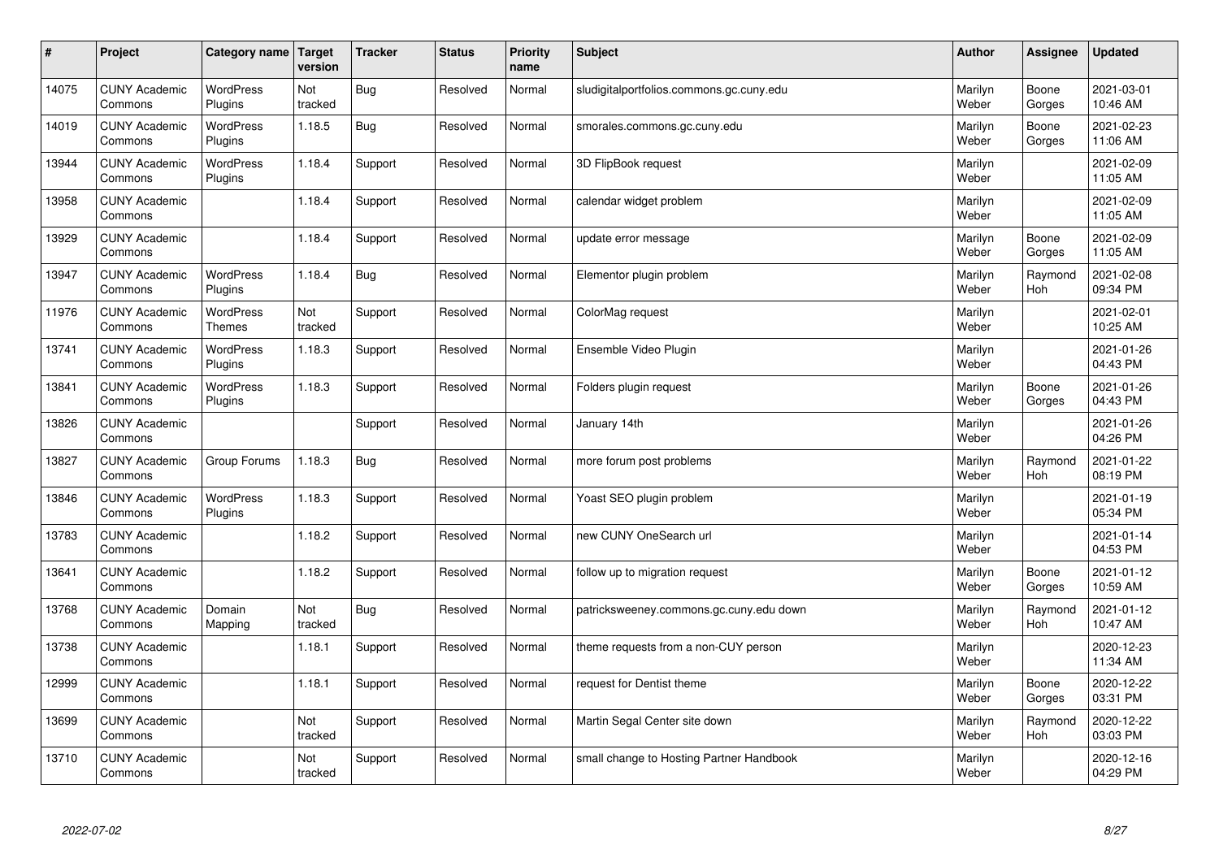| # | Project | Category name | Target version | Tracker | Status | Priority name | Subject | Author | Assignee | Updated |
|---|---|---|---|---|---|---|---|---|---|---|
| 14075 | CUNY Academic Commons | WordPress Plugins | Not tracked | Bug | Resolved | Normal | sludigitalportfolios.commons.gc.cuny.edu | Marilyn Weber | Boone Gorges | 2021-03-01 10:46 AM |
| 14019 | CUNY Academic Commons | WordPress Plugins | 1.18.5 | Bug | Resolved | Normal | smorales.commons.gc.cuny.edu | Marilyn Weber | Boone Gorges | 2021-02-23 11:06 AM |
| 13944 | CUNY Academic Commons | WordPress Plugins | 1.18.4 | Support | Resolved | Normal | 3D FlipBook request | Marilyn Weber | | 2021-02-09 11:05 AM |
| 13958 | CUNY Academic Commons | | 1.18.4 | Support | Resolved | Normal | calendar widget problem | Marilyn Weber | | 2021-02-09 11:05 AM |
| 13929 | CUNY Academic Commons | | 1.18.4 | Support | Resolved | Normal | update error message | Marilyn Weber | Boone Gorges | 2021-02-09 11:05 AM |
| 13947 | CUNY Academic Commons | WordPress Plugins | 1.18.4 | Bug | Resolved | Normal | Elementor plugin problem | Marilyn Weber | Raymond Hoh | 2021-02-08 09:34 PM |
| 11976 | CUNY Academic Commons | WordPress Themes | Not tracked | Support | Resolved | Normal | ColorMag request | Marilyn Weber | | 2021-02-01 10:25 AM |
| 13741 | CUNY Academic Commons | WordPress Plugins | 1.18.3 | Support | Resolved | Normal | Ensemble Video Plugin | Marilyn Weber | | 2021-01-26 04:43 PM |
| 13841 | CUNY Academic Commons | WordPress Plugins | 1.18.3 | Support | Resolved | Normal | Folders plugin request | Marilyn Weber | Boone Gorges | 2021-01-26 04:43 PM |
| 13826 | CUNY Academic Commons | | | Support | Resolved | Normal | January 14th | Marilyn Weber | | 2021-01-26 04:26 PM |
| 13827 | CUNY Academic Commons | Group Forums | 1.18.3 | Bug | Resolved | Normal | more forum post problems | Marilyn Weber | Raymond Hoh | 2021-01-22 08:19 PM |
| 13846 | CUNY Academic Commons | WordPress Plugins | 1.18.3 | Support | Resolved | Normal | Yoast SEO plugin problem | Marilyn Weber | | 2021-01-19 05:34 PM |
| 13783 | CUNY Academic Commons | | 1.18.2 | Support | Resolved | Normal | new CUNY OneSearch url | Marilyn Weber | | 2021-01-14 04:53 PM |
| 13641 | CUNY Academic Commons | | 1.18.2 | Support | Resolved | Normal | follow up to migration request | Marilyn Weber | Boone Gorges | 2021-01-12 10:59 AM |
| 13768 | CUNY Academic Commons | Domain Mapping | Not tracked | Bug | Resolved | Normal | patricksweeney.commons.gc.cuny.edu down | Marilyn Weber | Raymond Hoh | 2021-01-12 10:47 AM |
| 13738 | CUNY Academic Commons | | 1.18.1 | Support | Resolved | Normal | theme requests from a non-CUY person | Marilyn Weber | | 2020-12-23 11:34 AM |
| 12999 | CUNY Academic Commons | | 1.18.1 | Support | Resolved | Normal | request for Dentist theme | Marilyn Weber | Boone Gorges | 2020-12-22 03:31 PM |
| 13699 | CUNY Academic Commons | | Not tracked | Support | Resolved | Normal | Martin Segal Center site down | Marilyn Weber | Raymond Hoh | 2020-12-22 03:03 PM |
| 13710 | CUNY Academic Commons | | Not tracked | Support | Resolved | Normal | small change to Hosting Partner Handbook | Marilyn Weber | | 2020-12-16 04:29 PM |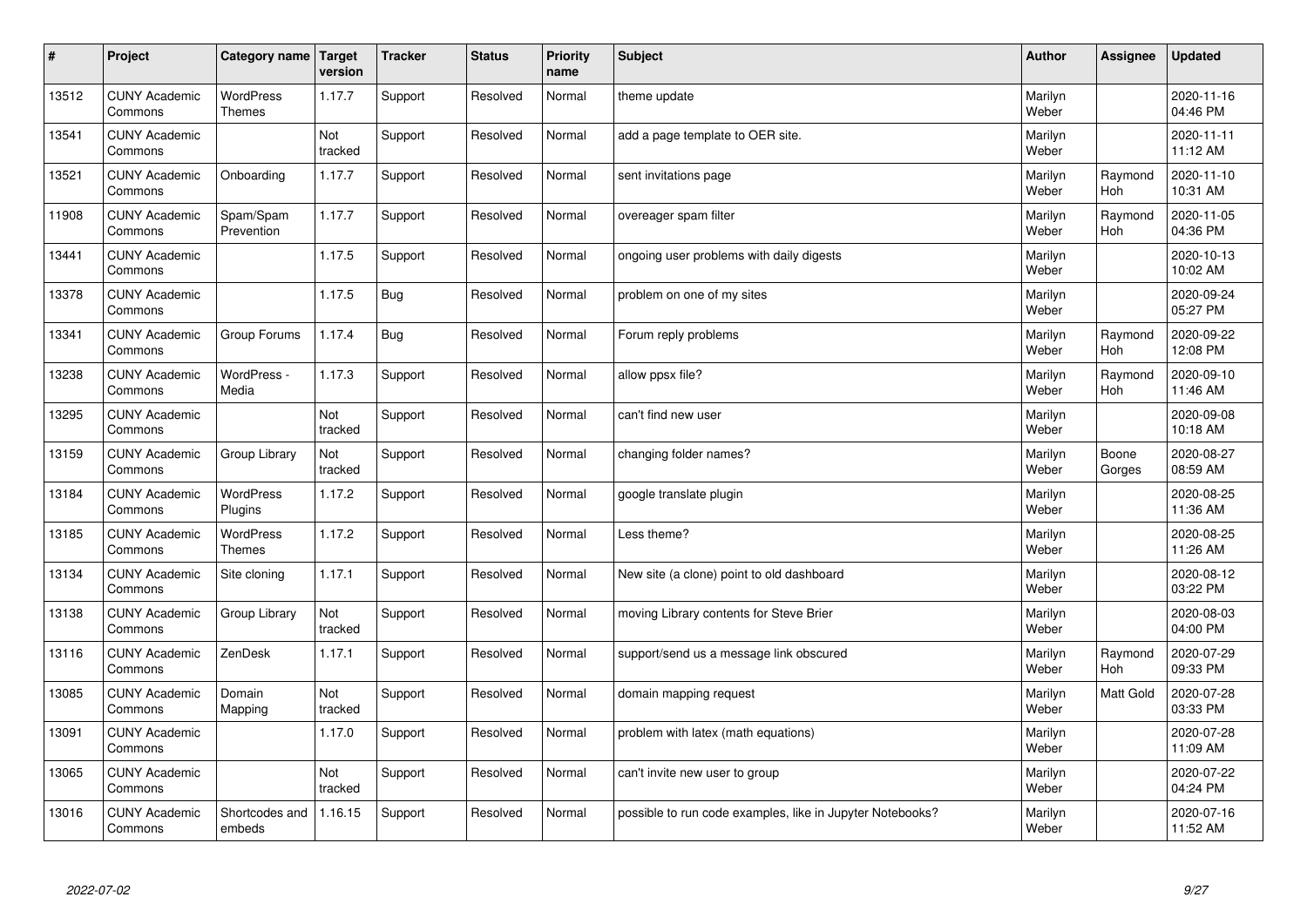| # | Project | Category name | Target version | Tracker | Status | Priority name | Subject | Author | Assignee | Updated |
|---|---|---|---|---|---|---|---|---|---|---|
| 13512 | CUNY Academic Commons | WordPress Themes | 1.17.7 | Support | Resolved | Normal | theme update | Marilyn Weber | | 2020-11-16 04:46 PM |
| 13541 | CUNY Academic Commons | | Not tracked | Support | Resolved | Normal | add a page template to OER site. | Marilyn Weber | | 2020-11-11 11:12 AM |
| 13521 | CUNY Academic Commons | Onboarding | 1.17.7 | Support | Resolved | Normal | sent invitations page | Marilyn Weber | Raymond Hoh | 2020-11-10 10:31 AM |
| 11908 | CUNY Academic Commons | Spam/Spam Prevention | 1.17.7 | Support | Resolved | Normal | overeager spam filter | Marilyn Weber | Raymond Hoh | 2020-11-05 04:36 PM |
| 13441 | CUNY Academic Commons | | 1.17.5 | Support | Resolved | Normal | ongoing user problems with daily digests | Marilyn Weber | | 2020-10-13 10:02 AM |
| 13378 | CUNY Academic Commons | | 1.17.5 | Bug | Resolved | Normal | problem on one of my sites | Marilyn Weber | | 2020-09-24 05:27 PM |
| 13341 | CUNY Academic Commons | Group Forums | 1.17.4 | Bug | Resolved | Normal | Forum reply problems | Marilyn Weber | Raymond Hoh | 2020-09-22 12:08 PM |
| 13238 | CUNY Academic Commons | WordPress - Media | 1.17.3 | Support | Resolved | Normal | allow ppsx file? | Marilyn Weber | Raymond Hoh | 2020-09-10 11:46 AM |
| 13295 | CUNY Academic Commons | | Not tracked | Support | Resolved | Normal | can't find new user | Marilyn Weber | | 2020-09-08 10:18 AM |
| 13159 | CUNY Academic Commons | Group Library | Not tracked | Support | Resolved | Normal | changing folder names? | Marilyn Weber | Boone Gorges | 2020-08-27 08:59 AM |
| 13184 | CUNY Academic Commons | WordPress Plugins | 1.17.2 | Support | Resolved | Normal | google translate plugin | Marilyn Weber | | 2020-08-25 11:36 AM |
| 13185 | CUNY Academic Commons | WordPress Themes | 1.17.2 | Support | Resolved | Normal | Less theme? | Marilyn Weber | | 2020-08-25 11:26 AM |
| 13134 | CUNY Academic Commons | Site cloning | 1.17.1 | Support | Resolved | Normal | New site (a clone) point to old dashboard | Marilyn Weber | | 2020-08-12 03:22 PM |
| 13138 | CUNY Academic Commons | Group Library | Not tracked | Support | Resolved | Normal | moving Library contents for Steve Brier | Marilyn Weber | | 2020-08-03 04:00 PM |
| 13116 | CUNY Academic Commons | ZenDesk | 1.17.1 | Support | Resolved | Normal | support/send us a message link obscured | Marilyn Weber | Raymond Hoh | 2020-07-29 09:33 PM |
| 13085 | CUNY Academic Commons | Domain Mapping | Not tracked | Support | Resolved | Normal | domain mapping request | Marilyn Weber | Matt Gold | 2020-07-28 03:33 PM |
| 13091 | CUNY Academic Commons | | 1.17.0 | Support | Resolved | Normal | problem with latex (math equations) | Marilyn Weber | | 2020-07-28 11:09 AM |
| 13065 | CUNY Academic Commons | | Not tracked | Support | Resolved | Normal | can't invite new user to group | Marilyn Weber | | 2020-07-22 04:24 PM |
| 13016 | CUNY Academic Commons | Shortcodes and embeds | 1.16.15 | Support | Resolved | Normal | possible to run code examples, like in Jupyter Notebooks? | Marilyn Weber | | 2020-07-16 11:52 AM |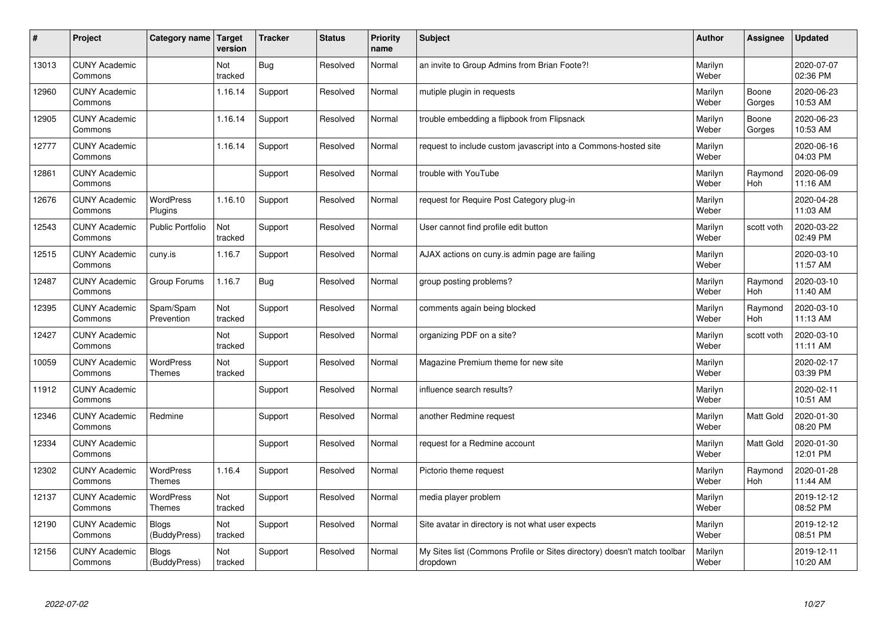| # | Project | Category name | Target version | Tracker | Status | Priority name | Subject | Author | Assignee | Updated |
|---|---|---|---|---|---|---|---|---|---|---|
| 13013 | CUNY Academic Commons | | Not tracked | Bug | Resolved | Normal | an invite to Group Admins from Brian Foote?! | Marilyn Weber | | 2020-07-07 02:36 PM |
| 12960 | CUNY Academic Commons | | 1.16.14 | Support | Resolved | Normal | mutiple plugin in requests | Marilyn Weber | Boone Gorges | 2020-06-23 10:53 AM |
| 12905 | CUNY Academic Commons | | 1.16.14 | Support | Resolved | Normal | trouble embedding a flipbook from Flipsnack | Marilyn Weber | Boone Gorges | 2020-06-23 10:53 AM |
| 12777 | CUNY Academic Commons | | 1.16.14 | Support | Resolved | Normal | request to include custom javascript into a Commons-hosted site | Marilyn Weber | | 2020-06-16 04:03 PM |
| 12861 | CUNY Academic Commons | | | Support | Resolved | Normal | trouble with YouTube | Marilyn Weber | Raymond Hoh | 2020-06-09 11:16 AM |
| 12676 | CUNY Academic Commons | WordPress Plugins | 1.16.10 | Support | Resolved | Normal | request for Require Post Category plug-in | Marilyn Weber | | 2020-04-28 11:03 AM |
| 12543 | CUNY Academic Commons | Public Portfolio | Not tracked | Support | Resolved | Normal | User cannot find profile edit button | Marilyn Weber | scott voth | 2020-03-22 02:49 PM |
| 12515 | CUNY Academic Commons | cuny.is | 1.16.7 | Support | Resolved | Normal | AJAX actions on cuny.is admin page are failing | Marilyn Weber | | 2020-03-10 11:57 AM |
| 12487 | CUNY Academic Commons | Group Forums | 1.16.7 | Bug | Resolved | Normal | group posting problems? | Marilyn Weber | Raymond Hoh | 2020-03-10 11:40 AM |
| 12395 | CUNY Academic Commons | Spam/Spam Prevention | Not tracked | Support | Resolved | Normal | comments again being blocked | Marilyn Weber | Raymond Hoh | 2020-03-10 11:13 AM |
| 12427 | CUNY Academic Commons | | Not tracked | Support | Resolved | Normal | organizing PDF on a site? | Marilyn Weber | scott voth | 2020-03-10 11:11 AM |
| 10059 | CUNY Academic Commons | WordPress Themes | Not tracked | Support | Resolved | Normal | Magazine Premium theme for new site | Marilyn Weber | | 2020-02-17 03:39 PM |
| 11912 | CUNY Academic Commons | | | Support | Resolved | Normal | influence search results? | Marilyn Weber | | 2020-02-11 10:51 AM |
| 12346 | CUNY Academic Commons | Redmine | | Support | Resolved | Normal | another Redmine request | Marilyn Weber | Matt Gold | 2020-01-30 08:20 PM |
| 12334 | CUNY Academic Commons | | | Support | Resolved | Normal | request for a Redmine account | Marilyn Weber | Matt Gold | 2020-01-30 12:01 PM |
| 12302 | CUNY Academic Commons | WordPress Themes | 1.16.4 | Support | Resolved | Normal | Pictorio theme request | Marilyn Weber | Raymond Hoh | 2020-01-28 11:44 AM |
| 12137 | CUNY Academic Commons | WordPress Themes | Not tracked | Support | Resolved | Normal | media player problem | Marilyn Weber | | 2019-12-12 08:52 PM |
| 12190 | CUNY Academic Commons | Blogs (BuddyPress) | Not tracked | Support | Resolved | Normal | Site avatar in directory is not what user expects | Marilyn Weber | | 2019-12-12 08:51 PM |
| 12156 | CUNY Academic Commons | Blogs (BuddyPress) | Not tracked | Support | Resolved | Normal | My Sites list (Commons Profile or Sites directory) doesn't match toolbar dropdown | Marilyn Weber | | 2019-12-11 10:20 AM |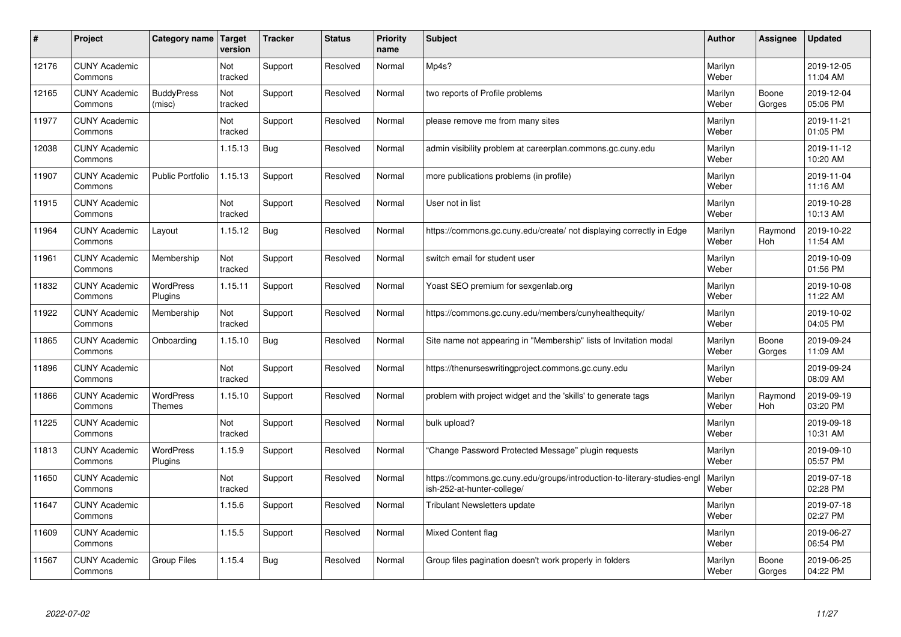| # | Project | Category name | Target version | Tracker | Status | Priority name | Subject | Author | Assignee | Updated |
|---|---|---|---|---|---|---|---|---|---|---|
| 12176 | CUNY Academic Commons | | Not tracked | Support | Resolved | Normal | Mp4s? | Marilyn Weber | | 2019-12-05 11:04 AM |
| 12165 | CUNY Academic Commons | BuddyPress (misc) | Not tracked | Support | Resolved | Normal | two reports of Profile problems | Marilyn Weber | Boone Gorges | 2019-12-04 05:06 PM |
| 11977 | CUNY Academic Commons | | Not tracked | Support | Resolved | Normal | please remove me from many sites | Marilyn Weber | | 2019-11-21 01:05 PM |
| 12038 | CUNY Academic Commons | | 1.15.13 | Bug | Resolved | Normal | admin visibility problem at careerplan.commons.gc.cuny.edu | Marilyn Weber | | 2019-11-12 10:20 AM |
| 11907 | CUNY Academic Commons | Public Portfolio | 1.15.13 | Support | Resolved | Normal | more publications problems (in profile) | Marilyn Weber | | 2019-11-04 11:16 AM |
| 11915 | CUNY Academic Commons | | Not tracked | Support | Resolved | Normal | User not in list | Marilyn Weber | | 2019-10-28 10:13 AM |
| 11964 | CUNY Academic Commons | Layout | 1.15.12 | Bug | Resolved | Normal | https://commons.gc.cuny.edu/create/ not displaying correctly in Edge | Marilyn Weber | Raymond Hoh | 2019-10-22 11:54 AM |
| 11961 | CUNY Academic Commons | Membership | Not tracked | Support | Resolved | Normal | switch email for student user | Marilyn Weber | | 2019-10-09 01:56 PM |
| 11832 | CUNY Academic Commons | WordPress Plugins | 1.15.11 | Support | Resolved | Normal | Yoast SEO premium for sexgenlab.org | Marilyn Weber | | 2019-10-08 11:22 AM |
| 11922 | CUNY Academic Commons | Membership | Not tracked | Support | Resolved | Normal | https://commons.gc.cuny.edu/members/cunyhealthequity/ | Marilyn Weber | | 2019-10-02 04:05 PM |
| 11865 | CUNY Academic Commons | Onboarding | 1.15.10 | Bug | Resolved | Normal | Site name not appearing in "Membership" lists of Invitation modal | Marilyn Weber | Boone Gorges | 2019-09-24 11:09 AM |
| 11896 | CUNY Academic Commons | | Not tracked | Support | Resolved | Normal | https://thenurseswritingproject.commons.gc.cuny.edu | Marilyn Weber | | 2019-09-24 08:09 AM |
| 11866 | CUNY Academic Commons | WordPress Themes | 1.15.10 | Support | Resolved | Normal | problem with project widget and the 'skills' to generate tags | Marilyn Weber | Raymond Hoh | 2019-09-19 03:20 PM |
| 11225 | CUNY Academic Commons | | Not tracked | Support | Resolved | Normal | bulk upload? | Marilyn Weber | | 2019-09-18 10:31 AM |
| 11813 | CUNY Academic Commons | WordPress Plugins | 1.15.9 | Support | Resolved | Normal | "Change Password Protected Message" plugin requests | Marilyn Weber | | 2019-09-10 05:57 PM |
| 11650 | CUNY Academic Commons | | Not tracked | Support | Resolved | Normal | https://commons.gc.cuny.edu/groups/introduction-to-literary-studies-english-252-at-hunter-college/ | Marilyn Weber | | 2019-07-18 02:28 PM |
| 11647 | CUNY Academic Commons | | 1.15.6 | Support | Resolved | Normal | Tribulant Newsletters update | Marilyn Weber | | 2019-07-18 02:27 PM |
| 11609 | CUNY Academic Commons | | 1.15.5 | Support | Resolved | Normal | Mixed Content flag | Marilyn Weber | | 2019-06-27 06:54 PM |
| 11567 | CUNY Academic Commons | Group Files | 1.15.4 | Bug | Resolved | Normal | Group files pagination doesn't work properly in folders | Marilyn Weber | Boone Gorges | 2019-06-25 04:22 PM |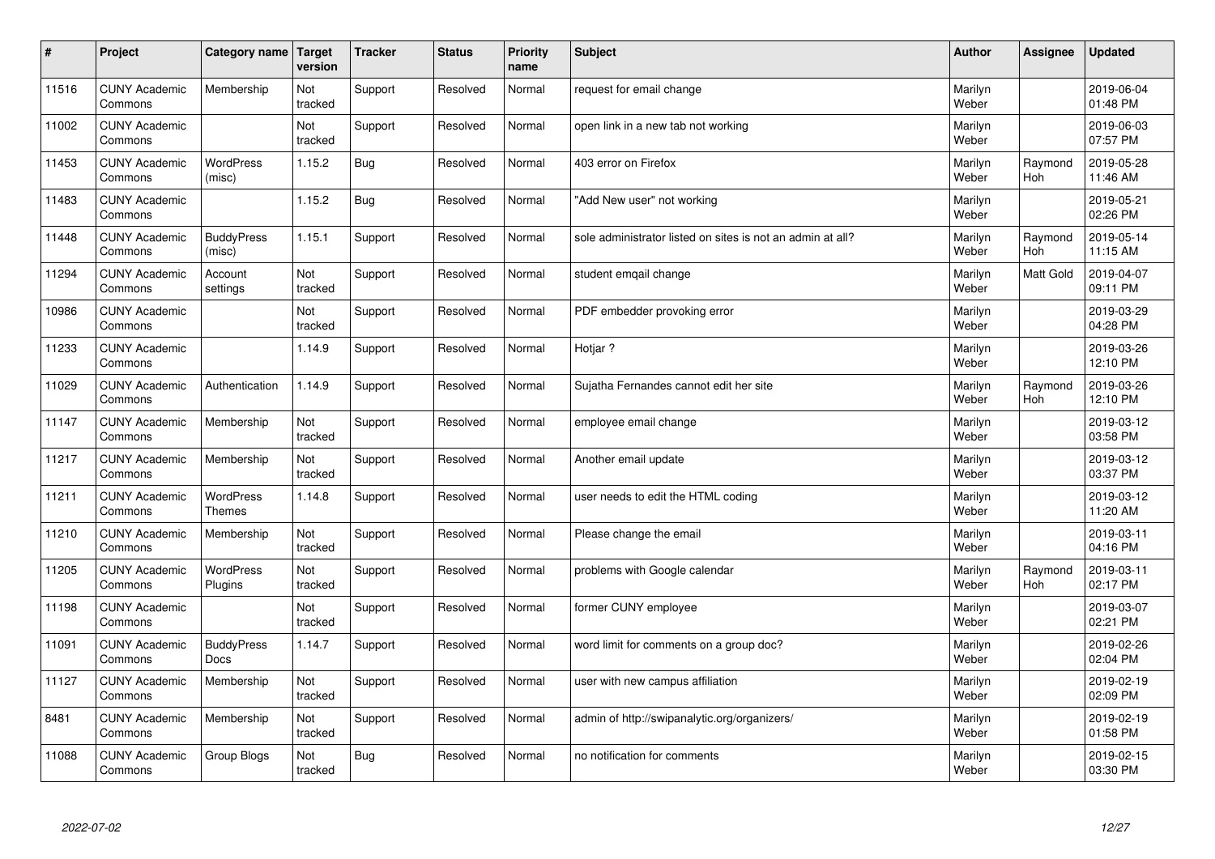| # | Project | Category name | Target version | Tracker | Status | Priority name | Subject | Author | Assignee | Updated |
|---|---|---|---|---|---|---|---|---|---|---|
| 11516 | CUNY Academic Commons | Membership | Not tracked | Support | Resolved | Normal | request for email change | Marilyn Weber | | 2019-06-04 01:48 PM |
| 11002 | CUNY Academic Commons | | Not tracked | Support | Resolved | Normal | open link in a new tab not working | Marilyn Weber | | 2019-06-03 07:57 PM |
| 11453 | CUNY Academic Commons | WordPress (misc) | 1.15.2 | Bug | Resolved | Normal | 403 error on Firefox | Marilyn Weber | Raymond Hoh | 2019-05-28 11:46 AM |
| 11483 | CUNY Academic Commons | | 1.15.2 | Bug | Resolved | Normal | "Add New user" not working | Marilyn Weber | | 2019-05-21 02:26 PM |
| 11448 | CUNY Academic Commons | BuddyPress (misc) | 1.15.1 | Support | Resolved | Normal | sole administrator listed on sites is not an admin at all? | Marilyn Weber | Raymond Hoh | 2019-05-14 11:15 AM |
| 11294 | CUNY Academic Commons | Account settings | Not tracked | Support | Resolved | Normal | student emqail change | Marilyn Weber | Matt Gold | 2019-04-07 09:11 PM |
| 10986 | CUNY Academic Commons | | Not tracked | Support | Resolved | Normal | PDF embedder provoking error | Marilyn Weber | | 2019-03-29 04:28 PM |
| 11233 | CUNY Academic Commons | | 1.14.9 | Support | Resolved | Normal | Hotjar ? | Marilyn Weber | | 2019-03-26 12:10 PM |
| 11029 | CUNY Academic Commons | Authentication | 1.14.9 | Support | Resolved | Normal | Sujatha Fernandes cannot edit her site | Marilyn Weber | Raymond Hoh | 2019-03-26 12:10 PM |
| 11147 | CUNY Academic Commons | Membership | Not tracked | Support | Resolved | Normal | employee email change | Marilyn Weber | | 2019-03-12 03:58 PM |
| 11217 | CUNY Academic Commons | Membership | Not tracked | Support | Resolved | Normal | Another email update | Marilyn Weber | | 2019-03-12 03:37 PM |
| 11211 | CUNY Academic Commons | WordPress Themes | 1.14.8 | Support | Resolved | Normal | user needs to edit the HTML coding | Marilyn Weber | | 2019-03-12 11:20 AM |
| 11210 | CUNY Academic Commons | Membership | Not tracked | Support | Resolved | Normal | Please change the email | Marilyn Weber | | 2019-03-11 04:16 PM |
| 11205 | CUNY Academic Commons | WordPress Plugins | Not tracked | Support | Resolved | Normal | problems with Google calendar | Marilyn Weber | Raymond Hoh | 2019-03-11 02:17 PM |
| 11198 | CUNY Academic Commons | | Not tracked | Support | Resolved | Normal | former CUNY employee | Marilyn Weber | | 2019-03-07 02:21 PM |
| 11091 | CUNY Academic Commons | BuddyPress Docs | 1.14.7 | Support | Resolved | Normal | word limit for comments on a group doc? | Marilyn Weber | | 2019-02-26 02:04 PM |
| 11127 | CUNY Academic Commons | Membership | Not tracked | Support | Resolved | Normal | user with new campus affiliation | Marilyn Weber | | 2019-02-19 02:09 PM |
| 8481 | CUNY Academic Commons | Membership | Not tracked | Support | Resolved | Normal | admin of http://swipanalytic.org/organizers/ | Marilyn Weber | | 2019-02-19 01:58 PM |
| 11088 | CUNY Academic Commons | Group Blogs | Not tracked | Bug | Resolved | Normal | no notification for comments | Marilyn Weber | | 2019-02-15 03:30 PM |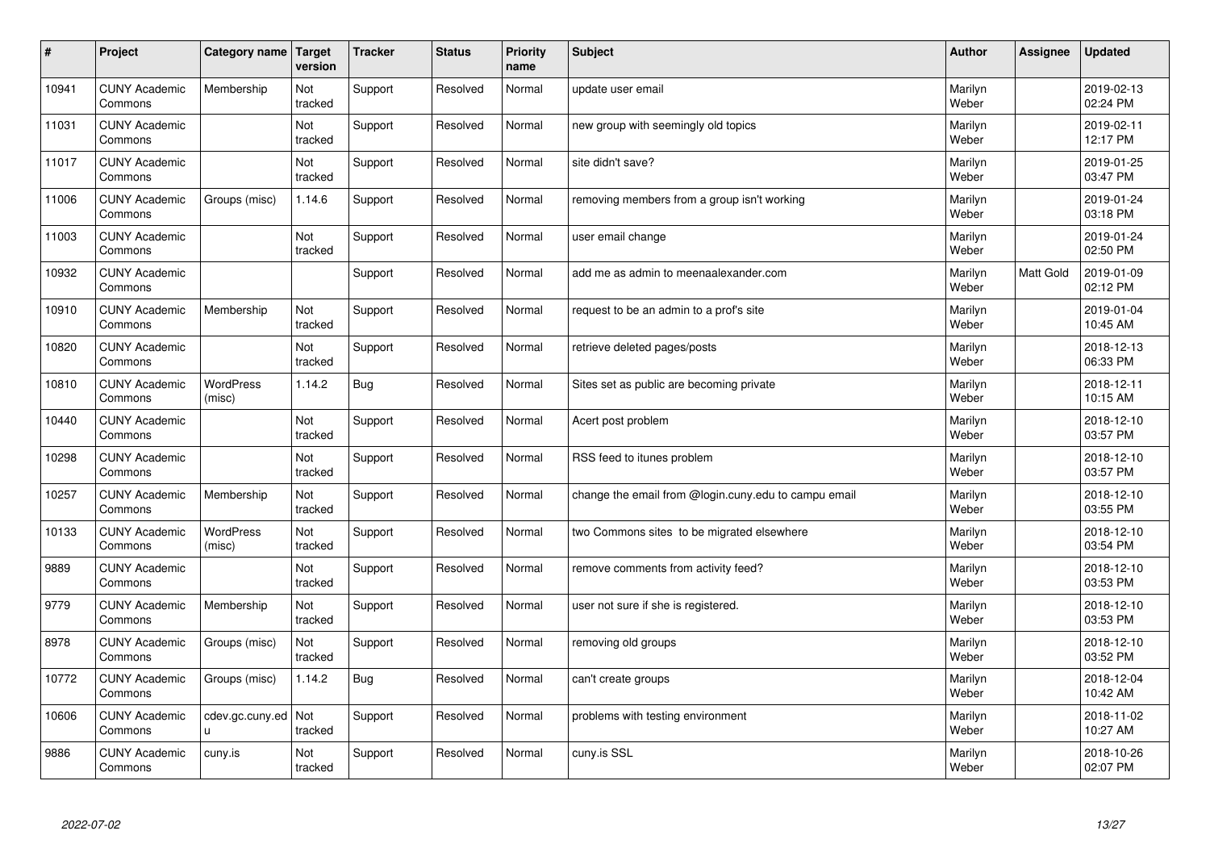| # | Project | Category name | Target version | Tracker | Status | Priority name | Subject | Author | Assignee | Updated |
|---|---|---|---|---|---|---|---|---|---|---|
| 10941 | CUNY Academic Commons | Membership | Not tracked | Support | Resolved | Normal | update user email | Marilyn Weber | | 2019-02-13 02:24 PM |
| 11031 | CUNY Academic Commons | | Not tracked | Support | Resolved | Normal | new group with seemingly old topics | Marilyn Weber | | 2019-02-11 12:17 PM |
| 11017 | CUNY Academic Commons | | Not tracked | Support | Resolved | Normal | site didn't save? | Marilyn Weber | | 2019-01-25 03:47 PM |
| 11006 | CUNY Academic Commons | Groups (misc) | 1.14.6 | Support | Resolved | Normal | removing members from a group isn't working | Marilyn Weber | | 2019-01-24 03:18 PM |
| 11003 | CUNY Academic Commons | | Not tracked | Support | Resolved | Normal | user email change | Marilyn Weber | | 2019-01-24 02:50 PM |
| 10932 | CUNY Academic Commons | | | Support | Resolved | Normal | add me as admin to meenaalexander.com | Marilyn Weber | Matt Gold | 2019-01-09 02:12 PM |
| 10910 | CUNY Academic Commons | Membership | Not tracked | Support | Resolved | Normal | request to be an admin to a prof's site | Marilyn Weber | | 2019-01-04 10:45 AM |
| 10820 | CUNY Academic Commons | | Not tracked | Support | Resolved | Normal | retrieve deleted pages/posts | Marilyn Weber | | 2018-12-13 06:33 PM |
| 10810 | CUNY Academic Commons | WordPress (misc) | 1.14.2 | Bug | Resolved | Normal | Sites set as public are becoming private | Marilyn Weber | | 2018-12-11 10:15 AM |
| 10440 | CUNY Academic Commons | | Not tracked | Support | Resolved | Normal | Acert post problem | Marilyn Weber | | 2018-12-10 03:57 PM |
| 10298 | CUNY Academic Commons | | Not tracked | Support | Resolved | Normal | RSS feed to itunes problem | Marilyn Weber | | 2018-12-10 03:57 PM |
| 10257 | CUNY Academic Commons | Membership | Not tracked | Support | Resolved | Normal | change the email from @login.cuny.edu to campu email | Marilyn Weber | | 2018-12-10 03:55 PM |
| 10133 | CUNY Academic Commons | WordPress (misc) | Not tracked | Support | Resolved | Normal | two Commons sites to be migrated elsewhere | Marilyn Weber | | 2018-12-10 03:54 PM |
| 9889 | CUNY Academic Commons | | Not tracked | Support | Resolved | Normal | remove comments from activity feed? | Marilyn Weber | | 2018-12-10 03:53 PM |
| 9779 | CUNY Academic Commons | Membership | Not tracked | Support | Resolved | Normal | user not sure if she is registered. | Marilyn Weber | | 2018-12-10 03:53 PM |
| 8978 | CUNY Academic Commons | Groups (misc) | Not tracked | Support | Resolved | Normal | removing old groups | Marilyn Weber | | 2018-12-10 03:52 PM |
| 10772 | CUNY Academic Commons | Groups (misc) | 1.14.2 | Bug | Resolved | Normal | can't create groups | Marilyn Weber | | 2018-12-04 10:42 AM |
| 10606 | CUNY Academic Commons | cdev.gc.cuny.edu | Not tracked | Support | Resolved | Normal | problems with testing environment | Marilyn Weber | | 2018-11-02 10:27 AM |
| 9886 | CUNY Academic Commons | cuny.is | Not tracked | Support | Resolved | Normal | cuny.is SSL | Marilyn Weber | | 2018-10-26 02:07 PM |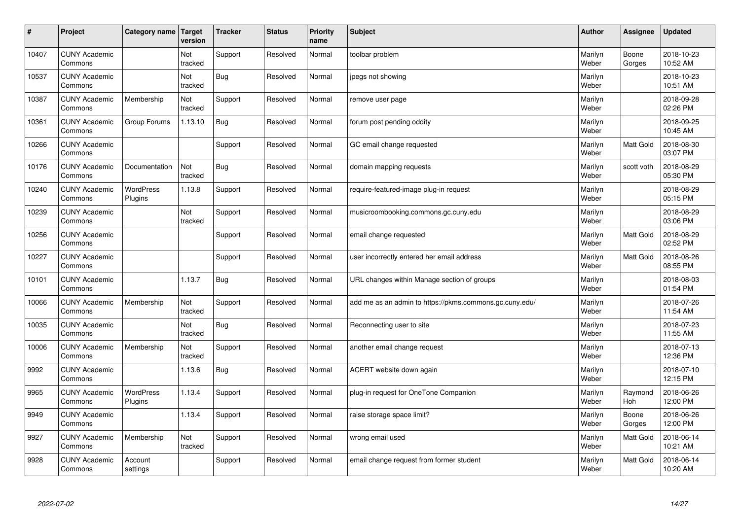| # | Project | Category name | Target version | Tracker | Status | Priority name | Subject | Author | Assignee | Updated |
|---|---|---|---|---|---|---|---|---|---|---|
| 10407 | CUNY Academic Commons | | Not tracked | Support | Resolved | Normal | toolbar problem | Marilyn Weber | Boone Gorges | 2018-10-23 10:52 AM |
| 10537 | CUNY Academic Commons | | Not tracked | Bug | Resolved | Normal | jpegs not showing | Marilyn Weber | | 2018-10-23 10:51 AM |
| 10387 | CUNY Academic Commons | Membership | Not tracked | Support | Resolved | Normal | remove user page | Marilyn Weber | | 2018-09-28 02:26 PM |
| 10361 | CUNY Academic Commons | Group Forums | 1.13.10 | Bug | Resolved | Normal | forum post pending oddity | Marilyn Weber | | 2018-09-25 10:45 AM |
| 10266 | CUNY Academic Commons | | | Support | Resolved | Normal | GC email change requested | Marilyn Weber | Matt Gold | 2018-08-30 03:07 PM |
| 10176 | CUNY Academic Commons | Documentation | Not tracked | Bug | Resolved | Normal | domain mapping requests | Marilyn Weber | scott voth | 2018-08-29 05:30 PM |
| 10240 | CUNY Academic Commons | WordPress Plugins | 1.13.8 | Support | Resolved | Normal | require-featured-image plug-in request | Marilyn Weber | | 2018-08-29 05:15 PM |
| 10239 | CUNY Academic Commons | | Not tracked | Support | Resolved | Normal | musicroombooking.commons.gc.cuny.edu | Marilyn Weber | | 2018-08-29 03:06 PM |
| 10256 | CUNY Academic Commons | | | Support | Resolved | Normal | email change requested | Marilyn Weber | Matt Gold | 2018-08-29 02:52 PM |
| 10227 | CUNY Academic Commons | | | Support | Resolved | Normal | user incorrectly entered her email address | Marilyn Weber | Matt Gold | 2018-08-26 08:55 PM |
| 10101 | CUNY Academic Commons | | 1.13.7 | Bug | Resolved | Normal | URL changes within Manage section of groups | Marilyn Weber | | 2018-08-03 01:54 PM |
| 10066 | CUNY Academic Commons | Membership | Not tracked | Support | Resolved | Normal | add me as an admin to https://pkms.commons.gc.cuny.edu/ | Marilyn Weber | | 2018-07-26 11:54 AM |
| 10035 | CUNY Academic Commons | | Not tracked | Bug | Resolved | Normal | Reconnecting user to site | Marilyn Weber | | 2018-07-23 11:55 AM |
| 10006 | CUNY Academic Commons | Membership | Not tracked | Support | Resolved | Normal | another email change request | Marilyn Weber | | 2018-07-13 12:36 PM |
| 9992 | CUNY Academic Commons | | 1.13.6 | Bug | Resolved | Normal | ACERT website down again | Marilyn Weber | | 2018-07-10 12:15 PM |
| 9965 | CUNY Academic Commons | WordPress Plugins | 1.13.4 | Support | Resolved | Normal | plug-in request for OneTone Companion | Marilyn Weber | Raymond Hoh | 2018-06-26 12:00 PM |
| 9949 | CUNY Academic Commons | | 1.13.4 | Support | Resolved | Normal | raise storage space limit? | Marilyn Weber | Boone Gorges | 2018-06-26 12:00 PM |
| 9927 | CUNY Academic Commons | Membership | Not tracked | Support | Resolved | Normal | wrong email used | Marilyn Weber | Matt Gold | 2018-06-14 10:21 AM |
| 9928 | CUNY Academic Commons | Account settings | | Support | Resolved | Normal | email change request from former student | Marilyn Weber | Matt Gold | 2018-06-14 10:20 AM |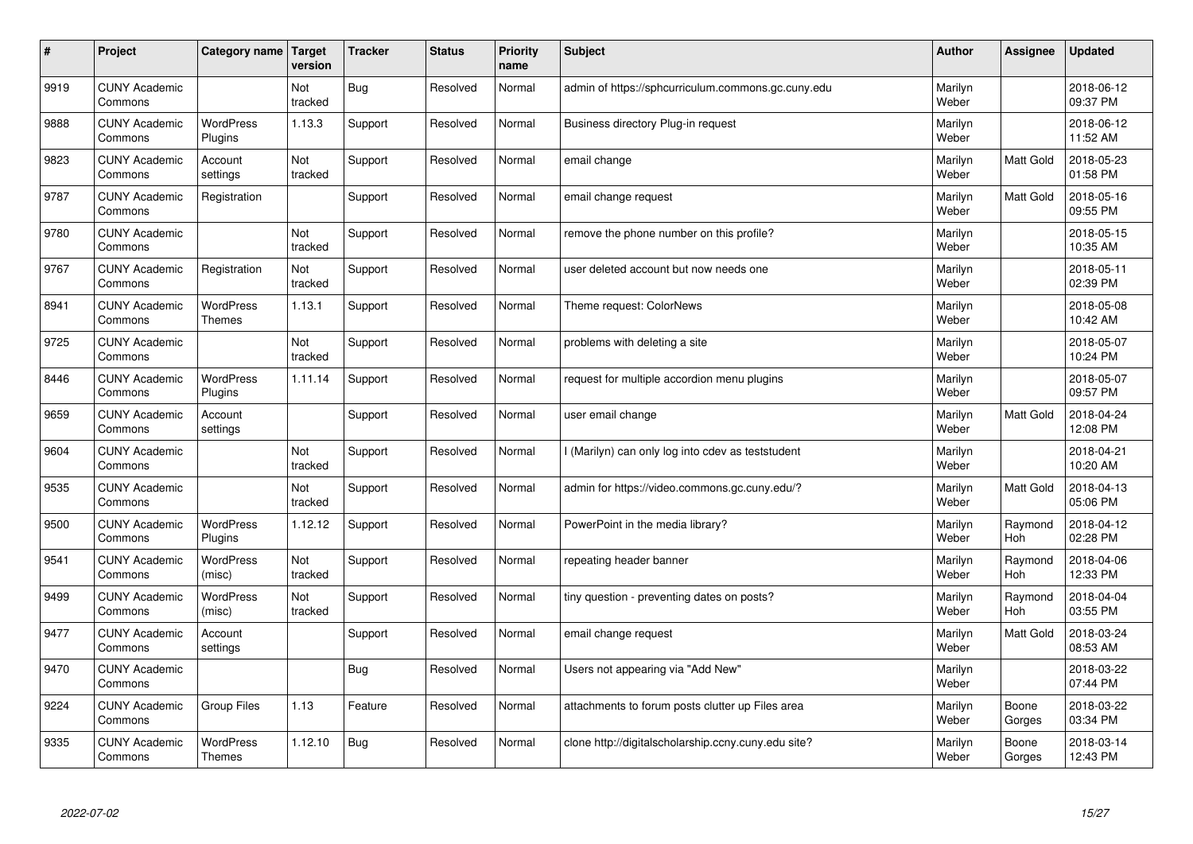| # | Project | Category name | Target version | Tracker | Status | Priority name | Subject | Author | Assignee | Updated |
|---|---|---|---|---|---|---|---|---|---|---|
| 9919 | CUNY Academic Commons | | Not tracked | Bug | Resolved | Normal | admin of https://sphcurriculum.commons.gc.cuny.edu | Marilyn Weber | | 2018-06-12 09:37 PM |
| 9888 | CUNY Academic Commons | WordPress Plugins | 1.13.3 | Support | Resolved | Normal | Business directory Plug-in request | Marilyn Weber | | 2018-06-12 11:52 AM |
| 9823 | CUNY Academic Commons | Account settings | Not tracked | Support | Resolved | Normal | email change | Marilyn Weber | Matt Gold | 2018-05-23 01:58 PM |
| 9787 | CUNY Academic Commons | Registration | | Support | Resolved | Normal | email change request | Marilyn Weber | Matt Gold | 2018-05-16 09:55 PM |
| 9780 | CUNY Academic Commons | | Not tracked | Support | Resolved | Normal | remove the phone number on this profile? | Marilyn Weber | | 2018-05-15 10:35 AM |
| 9767 | CUNY Academic Commons | Registration | Not tracked | Support | Resolved | Normal | user deleted account but now needs one | Marilyn Weber | | 2018-05-11 02:39 PM |
| 8941 | CUNY Academic Commons | WordPress Themes | 1.13.1 | Support | Resolved | Normal | Theme request: ColorNews | Marilyn Weber | | 2018-05-08 10:42 AM |
| 9725 | CUNY Academic Commons | | Not tracked | Support | Resolved | Normal | problems with deleting a site | Marilyn Weber | | 2018-05-07 10:24 PM |
| 8446 | CUNY Academic Commons | WordPress Plugins | 1.11.14 | Support | Resolved | Normal | request for multiple accordion menu plugins | Marilyn Weber | | 2018-05-07 09:57 PM |
| 9659 | CUNY Academic Commons | Account settings | | Support | Resolved | Normal | user email change | Marilyn Weber | Matt Gold | 2018-04-24 12:08 PM |
| 9604 | CUNY Academic Commons | | Not tracked | Support | Resolved | Normal | I (Marilyn) can only log into cdev as teststudent | Marilyn Weber | | 2018-04-21 10:20 AM |
| 9535 | CUNY Academic Commons | | Not tracked | Support | Resolved | Normal | admin for https://video.commons.gc.cuny.edu/? | Marilyn Weber | Matt Gold | 2018-04-13 05:06 PM |
| 9500 | CUNY Academic Commons | WordPress Plugins | 1.12.12 | Support | Resolved | Normal | PowerPoint in the media library? | Marilyn Weber | Raymond Hoh | 2018-04-12 02:28 PM |
| 9541 | CUNY Academic Commons | WordPress (misc) | Not tracked | Support | Resolved | Normal | repeating header banner | Marilyn Weber | Raymond Hoh | 2018-04-06 12:33 PM |
| 9499 | CUNY Academic Commons | WordPress (misc) | Not tracked | Support | Resolved | Normal | tiny question - preventing dates on posts? | Marilyn Weber | Raymond Hoh | 2018-04-04 03:55 PM |
| 9477 | CUNY Academic Commons | Account settings | | Support | Resolved | Normal | email change request | Marilyn Weber | Matt Gold | 2018-03-24 08:53 AM |
| 9470 | CUNY Academic Commons | | | Bug | Resolved | Normal | Users not appearing via "Add New" | Marilyn Weber | | 2018-03-22 07:44 PM |
| 9224 | CUNY Academic Commons | Group Files | 1.13 | Feature | Resolved | Normal | attachments to forum posts clutter up Files area | Marilyn Weber | Boone Gorges | 2018-03-22 03:34 PM |
| 9335 | CUNY Academic Commons | WordPress Themes | 1.12.10 | Bug | Resolved | Normal | clone http://digitalscholarship.ccny.cuny.edu site? | Marilyn Weber | Boone Gorges | 2018-03-14 12:43 PM |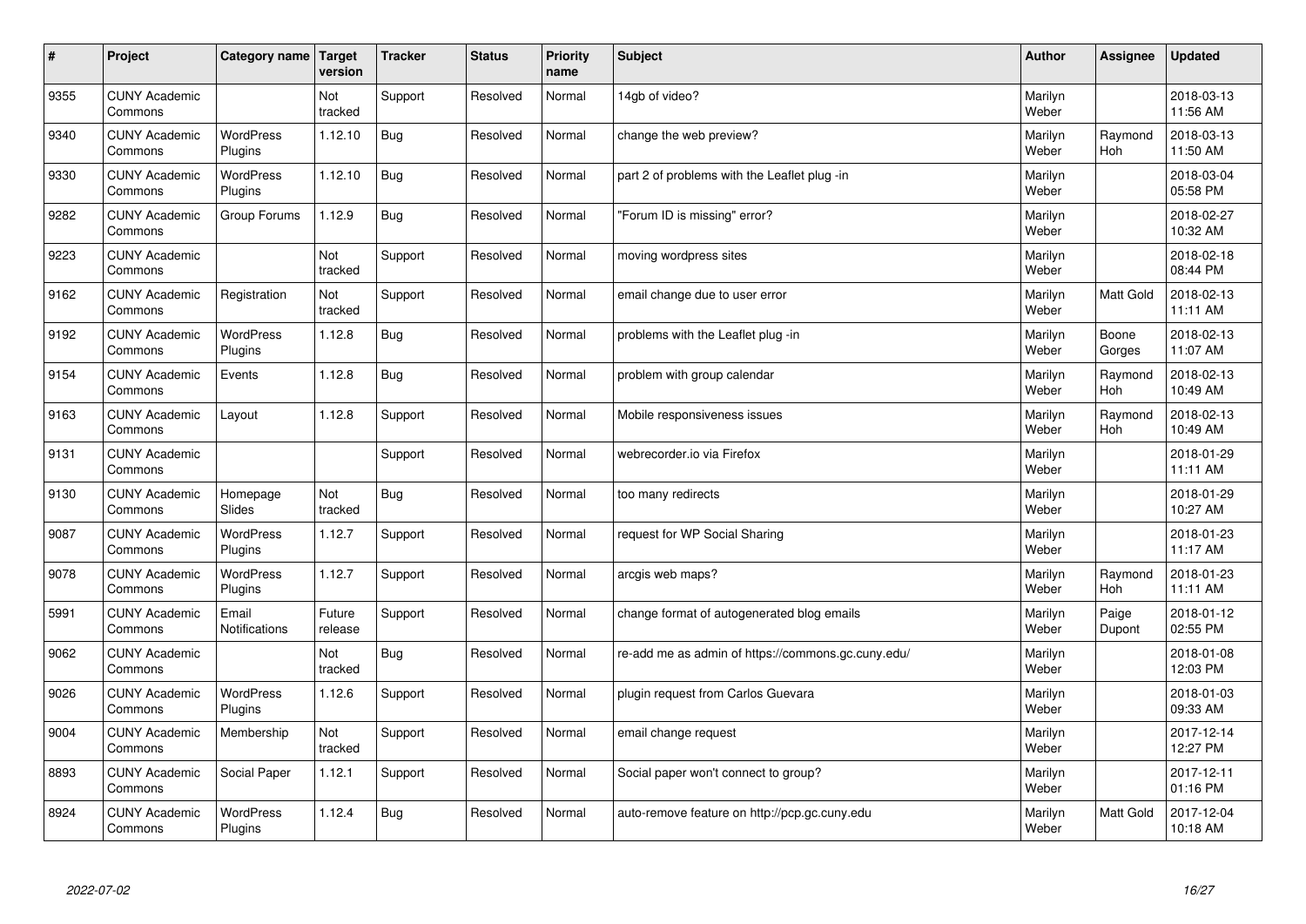| # | Project | Category name | Target version | Tracker | Status | Priority name | Subject | Author | Assignee | Updated |
|---|---|---|---|---|---|---|---|---|---|---|
| 9355 | CUNY Academic Commons | | Not tracked | Support | Resolved | Normal | 14gb of video? | Marilyn Weber | | 2018-03-13 11:56 AM |
| 9340 | CUNY Academic Commons | WordPress Plugins | 1.12.10 | Bug | Resolved | Normal | change the web preview? | Marilyn Weber | Raymond Hoh | 2018-03-13 11:50 AM |
| 9330 | CUNY Academic Commons | WordPress Plugins | 1.12.10 | Bug | Resolved | Normal | part 2 of problems with the Leaflet plug -in | Marilyn Weber | | 2018-03-04 05:58 PM |
| 9282 | CUNY Academic Commons | Group Forums | 1.12.9 | Bug | Resolved | Normal | "Forum ID is missing" error? | Marilyn Weber | | 2018-02-27 10:32 AM |
| 9223 | CUNY Academic Commons | | Not tracked | Support | Resolved | Normal | moving wordpress sites | Marilyn Weber | | 2018-02-18 08:44 PM |
| 9162 | CUNY Academic Commons | Registration | Not tracked | Support | Resolved | Normal | email change due to user error | Marilyn Weber | Matt Gold | 2018-02-13 11:11 AM |
| 9192 | CUNY Academic Commons | WordPress Plugins | 1.12.8 | Bug | Resolved | Normal | problems with the Leaflet plug -in | Marilyn Weber | Boone Gorges | 2018-02-13 11:07 AM |
| 9154 | CUNY Academic Commons | Events | 1.12.8 | Bug | Resolved | Normal | problem with group calendar | Marilyn Weber | Raymond Hoh | 2018-02-13 10:49 AM |
| 9163 | CUNY Academic Commons | Layout | 1.12.8 | Support | Resolved | Normal | Mobile responsiveness issues | Marilyn Weber | Raymond Hoh | 2018-02-13 10:49 AM |
| 9131 | CUNY Academic Commons | | | Support | Resolved | Normal | webrecorder.io via Firefox | Marilyn Weber | | 2018-01-29 11:11 AM |
| 9130 | CUNY Academic Commons | Homepage Slides | Not tracked | Bug | Resolved | Normal | too many redirects | Marilyn Weber | | 2018-01-29 10:27 AM |
| 9087 | CUNY Academic Commons | WordPress Plugins | 1.12.7 | Support | Resolved | Normal | request for WP Social Sharing | Marilyn Weber | | 2018-01-23 11:17 AM |
| 9078 | CUNY Academic Commons | WordPress Plugins | 1.12.7 | Support | Resolved | Normal | arcgis web maps? | Marilyn Weber | Raymond Hoh | 2018-01-23 11:11 AM |
| 5991 | CUNY Academic Commons | Email Notifications | Future release | Support | Resolved | Normal | change format of autogenerated blog emails | Marilyn Weber | Paige Dupont | 2018-01-12 02:55 PM |
| 9062 | CUNY Academic Commons | | Not tracked | Bug | Resolved | Normal | re-add me as admin of https://commons.gc.cuny.edu/ | Marilyn Weber | | 2018-01-08 12:03 PM |
| 9026 | CUNY Academic Commons | WordPress Plugins | 1.12.6 | Support | Resolved | Normal | plugin request from Carlos Guevara | Marilyn Weber | | 2018-01-03 09:33 AM |
| 9004 | CUNY Academic Commons | Membership | Not tracked | Support | Resolved | Normal | email change request | Marilyn Weber | | 2017-12-14 12:27 PM |
| 8893 | CUNY Academic Commons | Social Paper | 1.12.1 | Support | Resolved | Normal | Social paper won't connect to group? | Marilyn Weber | | 2017-12-11 01:16 PM |
| 8924 | CUNY Academic Commons | WordPress Plugins | 1.12.4 | Bug | Resolved | Normal | auto-remove feature on http://pcp.gc.cuny.edu | Marilyn Weber | Matt Gold | 2017-12-04 10:18 AM |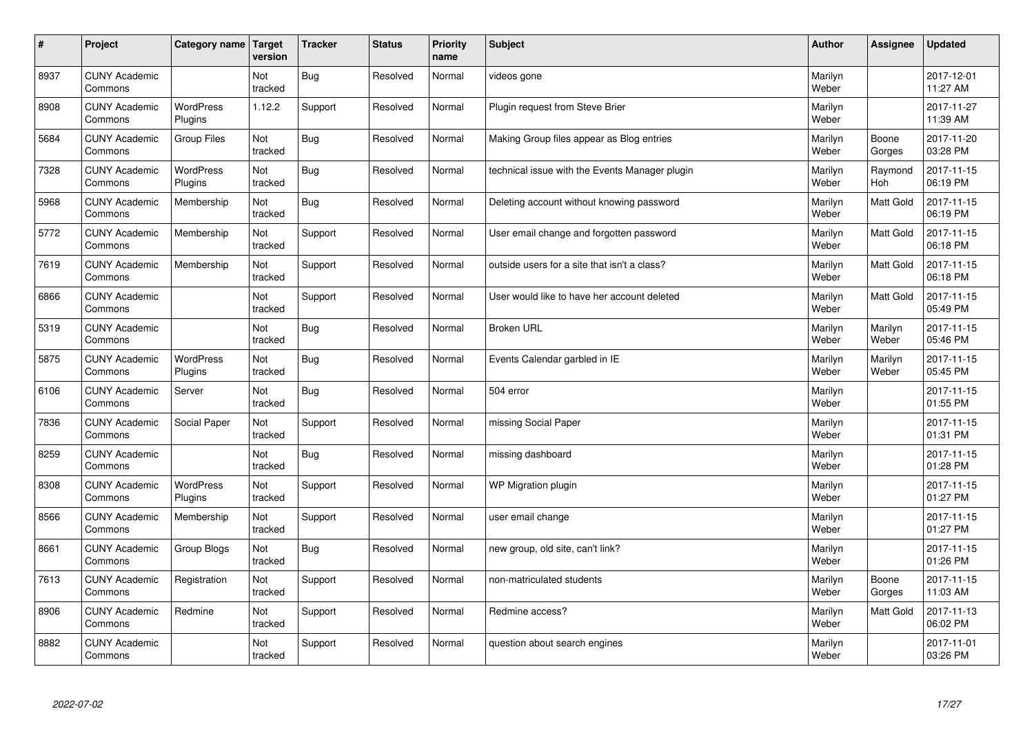| # | Project | Category name | Target version | Tracker | Status | Priority name | Subject | Author | Assignee | Updated |
|---|---|---|---|---|---|---|---|---|---|---|
| 8937 | CUNY Academic Commons | | Not tracked | Bug | Resolved | Normal | videos gone | Marilyn Weber | | 2017-12-01 11:27 AM |
| 8908 | CUNY Academic Commons | WordPress Plugins | 1.12.2 | Support | Resolved | Normal | Plugin request from Steve Brier | Marilyn Weber | | 2017-11-27 11:39 AM |
| 5684 | CUNY Academic Commons | Group Files | Not tracked | Bug | Resolved | Normal | Making Group files appear as Blog entries | Marilyn Weber | Boone Gorges | 2017-11-20 03:28 PM |
| 7328 | CUNY Academic Commons | WordPress Plugins | Not tracked | Bug | Resolved | Normal | technical issue with the Events Manager plugin | Marilyn Weber | Raymond Hoh | 2017-11-15 06:19 PM |
| 5968 | CUNY Academic Commons | Membership | Not tracked | Bug | Resolved | Normal | Deleting account without knowing password | Marilyn Weber | Matt Gold | 2017-11-15 06:19 PM |
| 5772 | CUNY Academic Commons | Membership | Not tracked | Support | Resolved | Normal | User email change and forgotten password | Marilyn Weber | Matt Gold | 2017-11-15 06:18 PM |
| 7619 | CUNY Academic Commons | Membership | Not tracked | Support | Resolved | Normal | outside users for a site that isn't a class? | Marilyn Weber | Matt Gold | 2017-11-15 06:18 PM |
| 6866 | CUNY Academic Commons | | Not tracked | Support | Resolved | Normal | User would like to have her account deleted | Marilyn Weber | Matt Gold | 2017-11-15 05:49 PM |
| 5319 | CUNY Academic Commons | | Not tracked | Bug | Resolved | Normal | Broken URL | Marilyn Weber | Marilyn Weber | 2017-11-15 05:46 PM |
| 5875 | CUNY Academic Commons | WordPress Plugins | Not tracked | Bug | Resolved | Normal | Events Calendar garbled in IE | Marilyn Weber | Marilyn Weber | 2017-11-15 05:45 PM |
| 6106 | CUNY Academic Commons | Server | Not tracked | Bug | Resolved | Normal | 504 error | Marilyn Weber | | 2017-11-15 01:55 PM |
| 7836 | CUNY Academic Commons | Social Paper | Not tracked | Support | Resolved | Normal | missing Social Paper | Marilyn Weber | | 2017-11-15 01:31 PM |
| 8259 | CUNY Academic Commons | | Not tracked | Bug | Resolved | Normal | missing dashboard | Marilyn Weber | | 2017-11-15 01:28 PM |
| 8308 | CUNY Academic Commons | WordPress Plugins | Not tracked | Support | Resolved | Normal | WP Migration plugin | Marilyn Weber | | 2017-11-15 01:27 PM |
| 8566 | CUNY Academic Commons | Membership | Not tracked | Support | Resolved | Normal | user email change | Marilyn Weber | | 2017-11-15 01:27 PM |
| 8661 | CUNY Academic Commons | Group Blogs | Not tracked | Bug | Resolved | Normal | new group, old site, can't link? | Marilyn Weber | | 2017-11-15 01:26 PM |
| 7613 | CUNY Academic Commons | Registration | Not tracked | Support | Resolved | Normal | non-matriculated students | Marilyn Weber | Boone Gorges | 2017-11-15 11:03 AM |
| 8906 | CUNY Academic Commons | Redmine | Not tracked | Support | Resolved | Normal | Redmine access? | Marilyn Weber | Matt Gold | 2017-11-13 06:02 PM |
| 8882 | CUNY Academic Commons | | Not tracked | Support | Resolved | Normal | question about search engines | Marilyn Weber | | 2017-11-01 03:26 PM |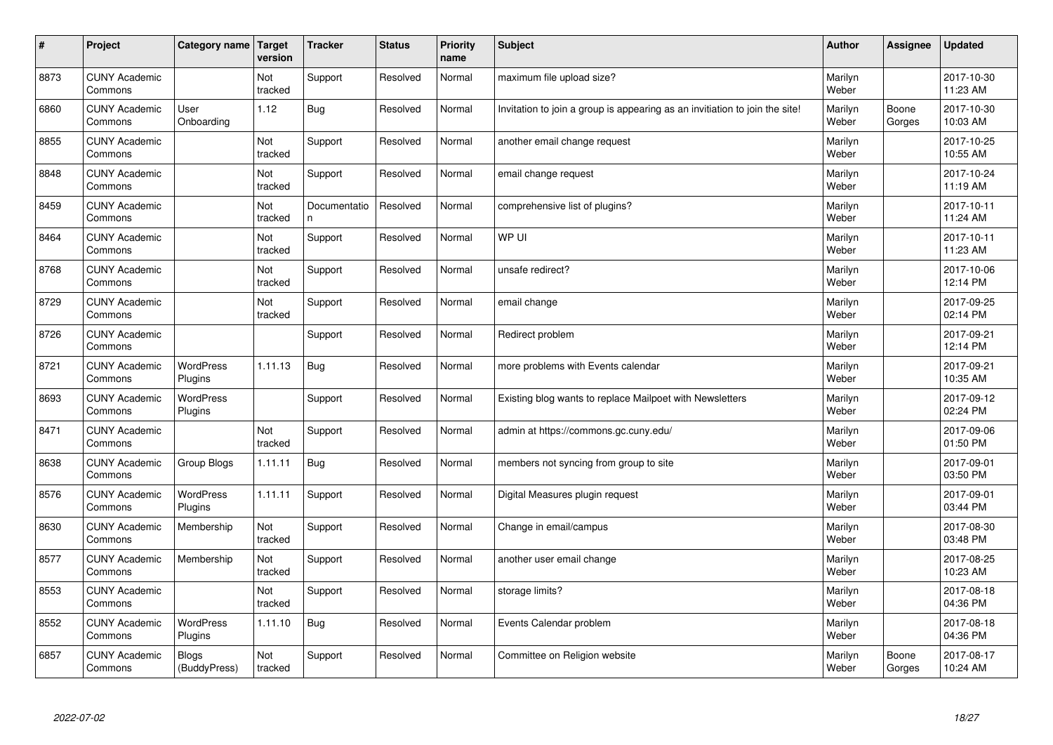| # | Project | Category name | Target version | Tracker | Status | Priority name | Subject | Author | Assignee | Updated |
|---|---|---|---|---|---|---|---|---|---|---|
| 8873 | CUNY Academic Commons | | Not tracked | Support | Resolved | Normal | maximum file upload size? | Marilyn Weber | | 2017-10-30 11:23 AM |
| 6860 | CUNY Academic Commons | User Onboarding | 1.12 | Bug | Resolved | Normal | Invitation to join a group is appearing as an invitiation to join the site! | Marilyn Weber | Boone Gorges | 2017-10-30 10:03 AM |
| 8855 | CUNY Academic Commons | | Not tracked | Support | Resolved | Normal | another email change request | Marilyn Weber | | 2017-10-25 10:55 AM |
| 8848 | CUNY Academic Commons | | Not tracked | Support | Resolved | Normal | email change request | Marilyn Weber | | 2017-10-24 11:19 AM |
| 8459 | CUNY Academic Commons | | Not tracked | Documentation | Resolved | Normal | comprehensive list of plugins? | Marilyn Weber | | 2017-10-11 11:24 AM |
| 8464 | CUNY Academic Commons | | Not tracked | Support | Resolved | Normal | WP UI | Marilyn Weber | | 2017-10-11 11:23 AM |
| 8768 | CUNY Academic Commons | | Not tracked | Support | Resolved | Normal | unsafe redirect? | Marilyn Weber | | 2017-10-06 12:14 PM |
| 8729 | CUNY Academic Commons | | Not tracked | Support | Resolved | Normal | email change | Marilyn Weber | | 2017-09-25 02:14 PM |
| 8726 | CUNY Academic Commons | | | Support | Resolved | Normal | Redirect problem | Marilyn Weber | | 2017-09-21 12:14 PM |
| 8721 | CUNY Academic Commons | WordPress Plugins | 1.11.13 | Bug | Resolved | Normal | more problems with Events calendar | Marilyn Weber | | 2017-09-21 10:35 AM |
| 8693 | CUNY Academic Commons | WordPress Plugins | | Support | Resolved | Normal | Existing blog wants to replace Mailpoet with Newsletters | Marilyn Weber | | 2017-09-12 02:24 PM |
| 8471 | CUNY Academic Commons | | Not tracked | Support | Resolved | Normal | admin at https://commons.gc.cuny.edu/ | Marilyn Weber | | 2017-09-06 01:50 PM |
| 8638 | CUNY Academic Commons | Group Blogs | 1.11.11 | Bug | Resolved | Normal | members not syncing from group to site | Marilyn Weber | | 2017-09-01 03:50 PM |
| 8576 | CUNY Academic Commons | WordPress Plugins | 1.11.11 | Support | Resolved | Normal | Digital Measures plugin request | Marilyn Weber | | 2017-09-01 03:44 PM |
| 8630 | CUNY Academic Commons | Membership | Not tracked | Support | Resolved | Normal | Change in email/campus | Marilyn Weber | | 2017-08-30 03:48 PM |
| 8577 | CUNY Academic Commons | Membership | Not tracked | Support | Resolved | Normal | another user email change | Marilyn Weber | | 2017-08-25 10:23 AM |
| 8553 | CUNY Academic Commons | | Not tracked | Support | Resolved | Normal | storage limits? | Marilyn Weber | | 2017-08-18 04:36 PM |
| 8552 | CUNY Academic Commons | WordPress Plugins | 1.11.10 | Bug | Resolved | Normal | Events Calendar problem | Marilyn Weber | | 2017-08-18 04:36 PM |
| 6857 | CUNY Academic Commons | Blogs (BuddyPress) | Not tracked | Support | Resolved | Normal | Committee on Religion website | Marilyn Weber | Boone Gorges | 2017-08-17 10:24 AM |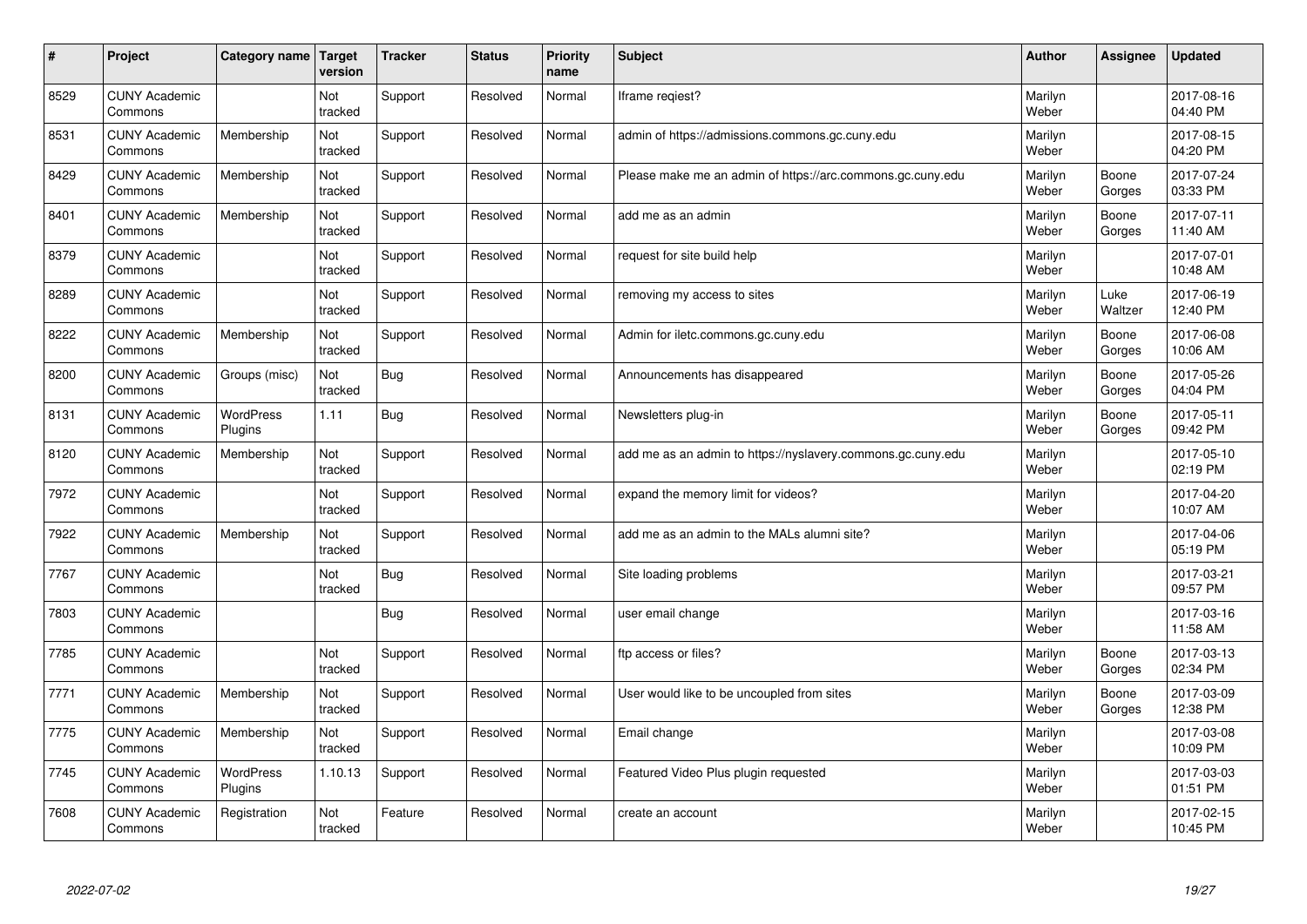| # | Project | Category name | Target version | Tracker | Status | Priority name | Subject | Author | Assignee | Updated |
|---|---|---|---|---|---|---|---|---|---|---|
| 8529 | CUNY Academic Commons | | Not tracked | Support | Resolved | Normal | Iframe reqiest? | Marilyn Weber | | 2017-08-16 04:40 PM |
| 8531 | CUNY Academic Commons | Membership | Not tracked | Support | Resolved | Normal | admin of https://admissions.commons.gc.cuny.edu | Marilyn Weber | | 2017-08-15 04:20 PM |
| 8429 | CUNY Academic Commons | Membership | Not tracked | Support | Resolved | Normal | Please make me an admin of https://arc.commons.gc.cuny.edu | Marilyn Weber | Boone Gorges | 2017-07-24 03:33 PM |
| 8401 | CUNY Academic Commons | Membership | Not tracked | Support | Resolved | Normal | add me as an admin | Marilyn Weber | Boone Gorges | 2017-07-11 11:40 AM |
| 8379 | CUNY Academic Commons | | Not tracked | Support | Resolved | Normal | request for site build help | Marilyn Weber | | 2017-07-01 10:48 AM |
| 8289 | CUNY Academic Commons | | Not tracked | Support | Resolved | Normal | removing my access to sites | Marilyn Weber | Luke Waltzer | 2017-06-19 12:40 PM |
| 8222 | CUNY Academic Commons | Membership | Not tracked | Support | Resolved | Normal | Admin for iletc.commons.gc.cuny.edu | Marilyn Weber | Boone Gorges | 2017-06-08 10:06 AM |
| 8200 | CUNY Academic Commons | Groups (misc) | Not tracked | Bug | Resolved | Normal | Announcements has disappeared | Marilyn Weber | Boone Gorges | 2017-05-26 04:04 PM |
| 8131 | CUNY Academic Commons | WordPress Plugins | 1.11 | Bug | Resolved | Normal | Newsletters plug-in | Marilyn Weber | Boone Gorges | 2017-05-11 09:42 PM |
| 8120 | CUNY Academic Commons | Membership | Not tracked | Support | Resolved | Normal | add me as an admin to https://nyslavery.commons.gc.cuny.edu | Marilyn Weber | | 2017-05-10 02:19 PM |
| 7972 | CUNY Academic Commons | | Not tracked | Support | Resolved | Normal | expand the memory limit for videos? | Marilyn Weber | | 2017-04-20 10:07 AM |
| 7922 | CUNY Academic Commons | Membership | Not tracked | Support | Resolved | Normal | add me as an admin to the MALs alumni site? | Marilyn Weber | | 2017-04-06 05:19 PM |
| 7767 | CUNY Academic Commons | | Not tracked | Bug | Resolved | Normal | Site loading problems | Marilyn Weber | | 2017-03-21 09:57 PM |
| 7803 | CUNY Academic Commons | | | Bug | Resolved | Normal | user email change | Marilyn Weber | | 2017-03-16 11:58 AM |
| 7785 | CUNY Academic Commons | | Not tracked | Support | Resolved | Normal | ftp access or files? | Marilyn Weber | Boone Gorges | 2017-03-13 02:34 PM |
| 7771 | CUNY Academic Commons | Membership | Not tracked | Support | Resolved | Normal | User would like to be uncoupled from sites | Marilyn Weber | Boone Gorges | 2017-03-09 12:38 PM |
| 7775 | CUNY Academic Commons | Membership | Not tracked | Support | Resolved | Normal | Email change | Marilyn Weber | | 2017-03-08 10:09 PM |
| 7745 | CUNY Academic Commons | WordPress Plugins | 1.10.13 | Support | Resolved | Normal | Featured Video Plus plugin requested | Marilyn Weber | | 2017-03-03 01:51 PM |
| 7608 | CUNY Academic Commons | Registration | Not tracked | Feature | Resolved | Normal | create an account | Marilyn Weber | | 2017-02-15 10:45 PM |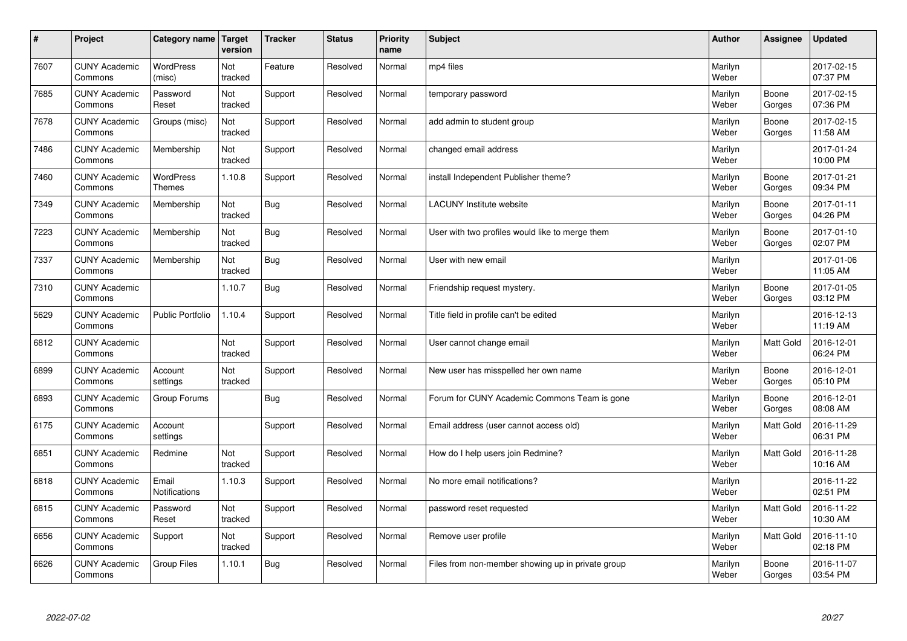| # | Project | Category name | Target version | Tracker | Status | Priority name | Subject | Author | Assignee | Updated |
|---|---|---|---|---|---|---|---|---|---|---|
| 7607 | CUNY Academic Commons | WordPress (misc) | Not tracked | Feature | Resolved | Normal | mp4 files | Marilyn Weber | | 2017-02-15 07:37 PM |
| 7685 | CUNY Academic Commons | Password Reset | Not tracked | Support | Resolved | Normal | temporary password | Marilyn Weber | Boone Gorges | 2017-02-15 07:36 PM |
| 7678 | CUNY Academic Commons | Groups (misc) | Not tracked | Support | Resolved | Normal | add admin to student group | Marilyn Weber | Boone Gorges | 2017-02-15 11:58 AM |
| 7486 | CUNY Academic Commons | Membership | Not tracked | Support | Resolved | Normal | changed email address | Marilyn Weber | | 2017-01-24 10:00 PM |
| 7460 | CUNY Academic Commons | WordPress Themes | 1.10.8 | Support | Resolved | Normal | install Independent Publisher theme? | Marilyn Weber | Boone Gorges | 2017-01-21 09:34 PM |
| 7349 | CUNY Academic Commons | Membership | Not tracked | Bug | Resolved | Normal | LACUNY Institute website | Marilyn Weber | Boone Gorges | 2017-01-11 04:26 PM |
| 7223 | CUNY Academic Commons | Membership | Not tracked | Bug | Resolved | Normal | User with two profiles would like to merge them | Marilyn Weber | Boone Gorges | 2017-01-10 02:07 PM |
| 7337 | CUNY Academic Commons | Membership | Not tracked | Bug | Resolved | Normal | User with new email | Marilyn Weber | | 2017-01-06 11:05 AM |
| 7310 | CUNY Academic Commons | | 1.10.7 | Bug | Resolved | Normal | Friendship request mystery. | Marilyn Weber | Boone Gorges | 2017-01-05 03:12 PM |
| 5629 | CUNY Academic Commons | Public Portfolio | 1.10.4 | Support | Resolved | Normal | Title field in profile can't be edited | Marilyn Weber | | 2016-12-13 11:19 AM |
| 6812 | CUNY Academic Commons | | Not tracked | Support | Resolved | Normal | User cannot change email | Marilyn Weber | Matt Gold | 2016-12-01 06:24 PM |
| 6899 | CUNY Academic Commons | Account settings | Not tracked | Support | Resolved | Normal | New user has misspelled her own name | Marilyn Weber | Boone Gorges | 2016-12-01 05:10 PM |
| 6893 | CUNY Academic Commons | Group Forums | | Bug | Resolved | Normal | Forum for CUNY Academic Commons Team is gone | Marilyn Weber | Boone Gorges | 2016-12-01 08:08 AM |
| 6175 | CUNY Academic Commons | Account settings | | Support | Resolved | Normal | Email address (user cannot access old) | Marilyn Weber | Matt Gold | 2016-11-29 06:31 PM |
| 6851 | CUNY Academic Commons | Redmine | Not tracked | Support | Resolved | Normal | How do I help users join Redmine? | Marilyn Weber | Matt Gold | 2016-11-28 10:16 AM |
| 6818 | CUNY Academic Commons | Email Notifications | 1.10.3 | Support | Resolved | Normal | No more email notifications? | Marilyn Weber | | 2016-11-22 02:51 PM |
| 6815 | CUNY Academic Commons | Password Reset | Not tracked | Support | Resolved | Normal | password reset requested | Marilyn Weber | Matt Gold | 2016-11-22 10:30 AM |
| 6656 | CUNY Academic Commons | Support | Not tracked | Support | Resolved | Normal | Remove user profile | Marilyn Weber | Matt Gold | 2016-11-10 02:18 PM |
| 6626 | CUNY Academic Commons | Group Files | 1.10.1 | Bug | Resolved | Normal | Files from non-member showing up in private group | Marilyn Weber | Boone Gorges | 2016-11-07 03:54 PM |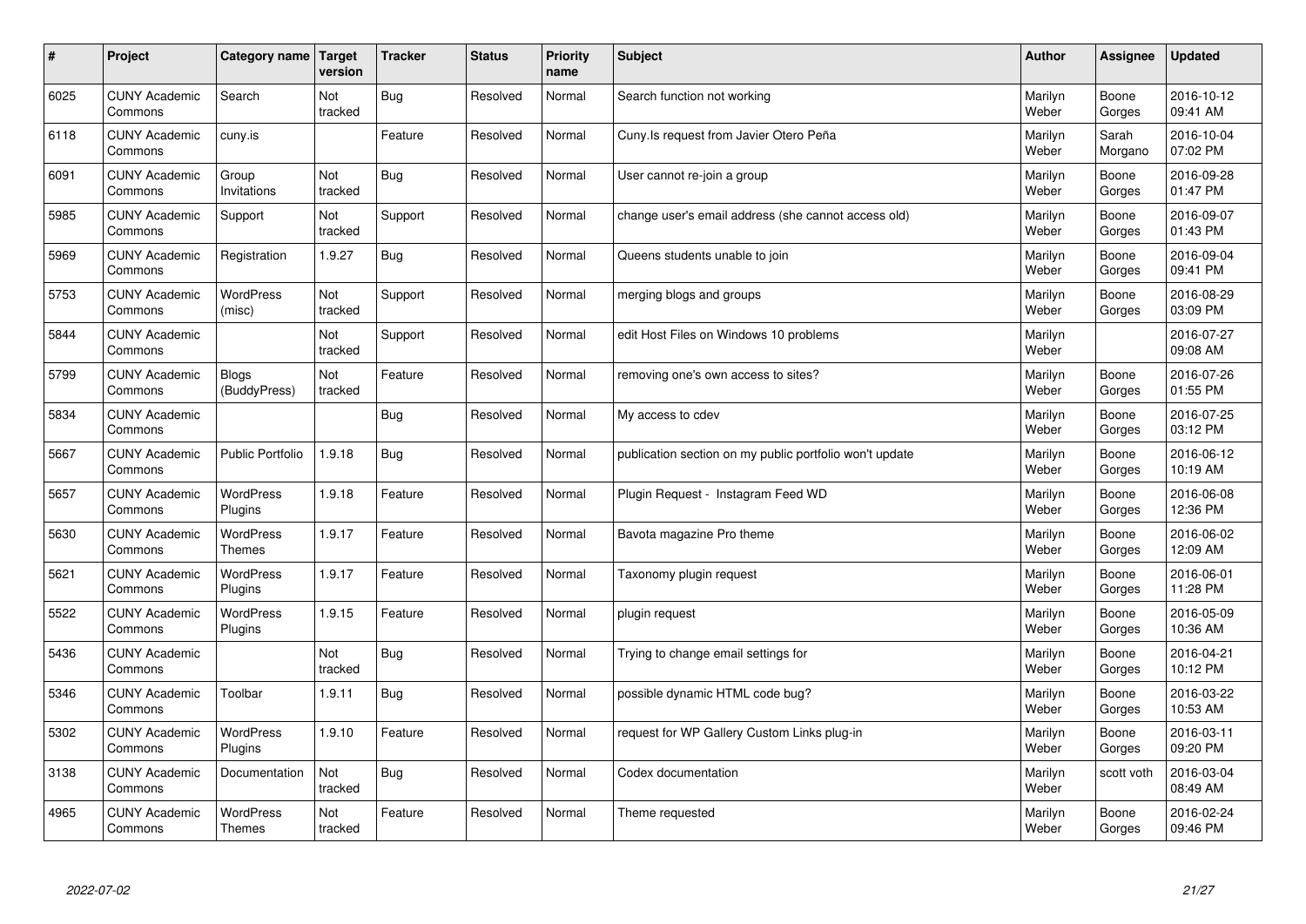| # | Project | Category name | Target version | Tracker | Status | Priority name | Subject | Author | Assignee | Updated |
|---|---|---|---|---|---|---|---|---|---|---|
| 6025 | CUNY Academic Commons | Search | Not tracked | Bug | Resolved | Normal | Search function not working | Marilyn Weber | Boone Gorges | 2016-10-12 09:41 AM |
| 6118 | CUNY Academic Commons | cuny.is | | Feature | Resolved | Normal | Cuny.Is request from Javier Otero Peña | Marilyn Weber | Sarah Morgano | 2016-10-04 07:02 PM |
| 6091 | CUNY Academic Commons | Group Invitations | Not tracked | Bug | Resolved | Normal | User cannot re-join a group | Marilyn Weber | Boone Gorges | 2016-09-28 01:47 PM |
| 5985 | CUNY Academic Commons | Support | Not tracked | Support | Resolved | Normal | change user's email address (she cannot access old) | Marilyn Weber | Boone Gorges | 2016-09-07 01:43 PM |
| 5969 | CUNY Academic Commons | Registration | 1.9.27 | Bug | Resolved | Normal | Queens students unable to join | Marilyn Weber | Boone Gorges | 2016-09-04 09:41 PM |
| 5753 | CUNY Academic Commons | WordPress (misc) | Not tracked | Support | Resolved | Normal | merging blogs and groups | Marilyn Weber | Boone Gorges | 2016-08-29 03:09 PM |
| 5844 | CUNY Academic Commons | | Not tracked | Support | Resolved | Normal | edit Host Files on Windows 10 problems | Marilyn Weber | | 2016-07-27 09:08 AM |
| 5799 | CUNY Academic Commons | Blogs (BuddyPress) | Not tracked | Feature | Resolved | Normal | removing one's own access to sites? | Marilyn Weber | Boone Gorges | 2016-07-26 01:55 PM |
| 5834 | CUNY Academic Commons | | | Bug | Resolved | Normal | My access to cdev | Marilyn Weber | Boone Gorges | 2016-07-25 03:12 PM |
| 5667 | CUNY Academic Commons | Public Portfolio | 1.9.18 | Bug | Resolved | Normal | publication section on my public portfolio won't update | Marilyn Weber | Boone Gorges | 2016-06-12 10:19 AM |
| 5657 | CUNY Academic Commons | WordPress Plugins | 1.9.18 | Feature | Resolved | Normal | Plugin Request - Instagram Feed WD | Marilyn Weber | Boone Gorges | 2016-06-08 12:36 PM |
| 5630 | CUNY Academic Commons | WordPress Themes | 1.9.17 | Feature | Resolved | Normal | Bavota magazine Pro theme | Marilyn Weber | Boone Gorges | 2016-06-02 12:09 AM |
| 5621 | CUNY Academic Commons | WordPress Plugins | 1.9.17 | Feature | Resolved | Normal | Taxonomy plugin request | Marilyn Weber | Boone Gorges | 2016-06-01 11:28 PM |
| 5522 | CUNY Academic Commons | WordPress Plugins | 1.9.15 | Feature | Resolved | Normal | plugin request | Marilyn Weber | Boone Gorges | 2016-05-09 10:36 AM |
| 5436 | CUNY Academic Commons | | Not tracked | Bug | Resolved | Normal | Trying to change email settings for | Marilyn Weber | Boone Gorges | 2016-04-21 10:12 PM |
| 5346 | CUNY Academic Commons | Toolbar | 1.9.11 | Bug | Resolved | Normal | possible dynamic HTML code bug? | Marilyn Weber | Boone Gorges | 2016-03-22 10:53 AM |
| 5302 | CUNY Academic Commons | WordPress Plugins | 1.9.10 | Feature | Resolved | Normal | request for WP Gallery Custom Links plug-in | Marilyn Weber | Boone Gorges | 2016-03-11 09:20 PM |
| 3138 | CUNY Academic Commons | Documentation | Not tracked | Bug | Resolved | Normal | Codex documentation | Marilyn Weber | scott voth | 2016-03-04 08:49 AM |
| 4965 | CUNY Academic Commons | WordPress Themes | Not tracked | Feature | Resolved | Normal | Theme requested | Marilyn Weber | Boone Gorges | 2016-02-24 09:46 PM |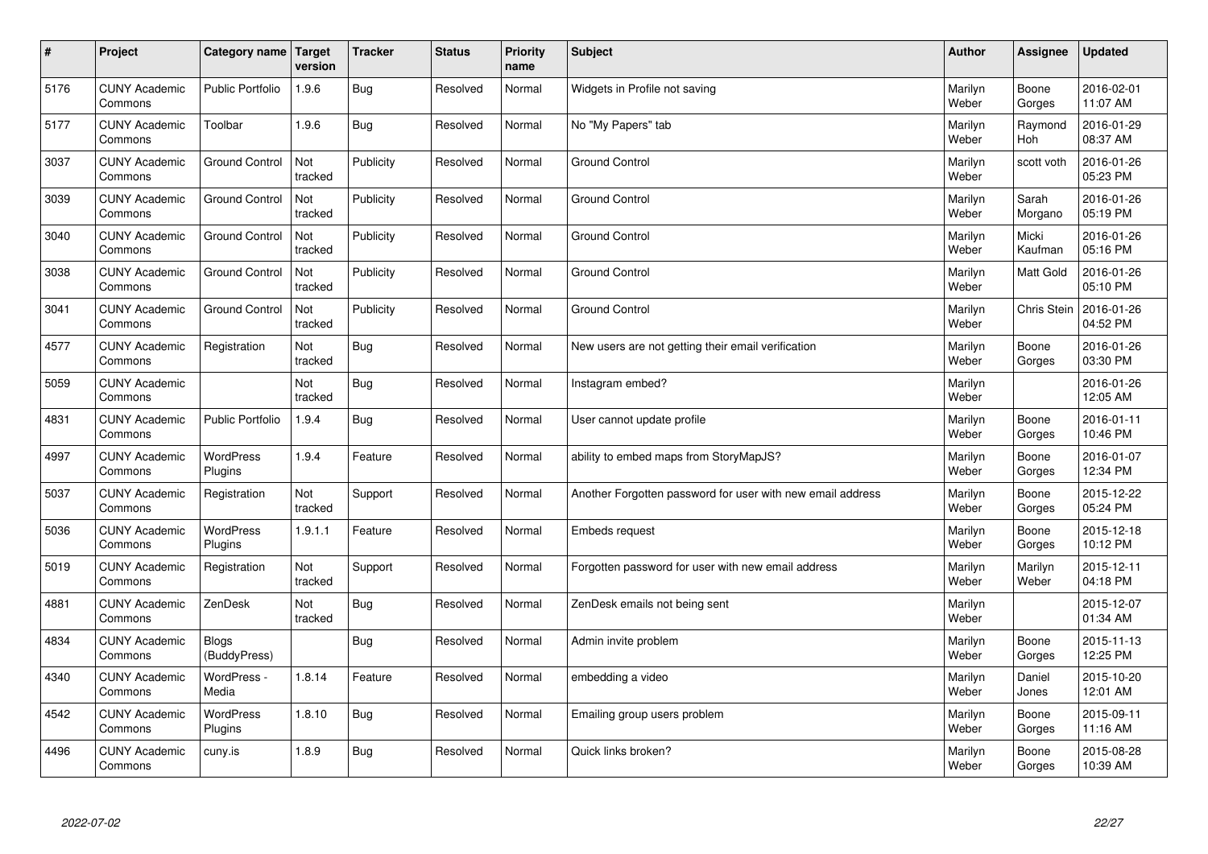| # | Project | Category name | Target version | Tracker | Status | Priority name | Subject | Author | Assignee | Updated |
|---|---|---|---|---|---|---|---|---|---|---|
| 5176 | CUNY Academic Commons | Public Portfolio | 1.9.6 | Bug | Resolved | Normal | Widgets in Profile not saving | Marilyn Weber | Boone Gorges | 2016-02-01 11:07 AM |
| 5177 | CUNY Academic Commons | Toolbar | 1.9.6 | Bug | Resolved | Normal | No "My Papers" tab | Marilyn Weber | Raymond Hoh | 2016-01-29 08:37 AM |
| 3037 | CUNY Academic Commons | Ground Control | Not tracked | Publicity | Resolved | Normal | Ground Control | Marilyn Weber | scott voth | 2016-01-26 05:23 PM |
| 3039 | CUNY Academic Commons | Ground Control | Not tracked | Publicity | Resolved | Normal | Ground Control | Marilyn Weber | Sarah Morgano | 2016-01-26 05:19 PM |
| 3040 | CUNY Academic Commons | Ground Control | Not tracked | Publicity | Resolved | Normal | Ground Control | Marilyn Weber | Micki Kaufman | 2016-01-26 05:16 PM |
| 3038 | CUNY Academic Commons | Ground Control | Not tracked | Publicity | Resolved | Normal | Ground Control | Marilyn Weber | Matt Gold | 2016-01-26 05:10 PM |
| 3041 | CUNY Academic Commons | Ground Control | Not tracked | Publicity | Resolved | Normal | Ground Control | Marilyn Weber | Chris Stein | 2016-01-26 04:52 PM |
| 4577 | CUNY Academic Commons | Registration | Not tracked | Bug | Resolved | Normal | New users are not getting their email verification | Marilyn Weber | Boone Gorges | 2016-01-26 03:30 PM |
| 5059 | CUNY Academic Commons | | Not tracked | Bug | Resolved | Normal | Instagram embed? | Marilyn Weber | | 2016-01-26 12:05 AM |
| 4831 | CUNY Academic Commons | Public Portfolio | 1.9.4 | Bug | Resolved | Normal | User cannot update profile | Marilyn Weber | Boone Gorges | 2016-01-11 10:46 PM |
| 4997 | CUNY Academic Commons | WordPress Plugins | 1.9.4 | Feature | Resolved | Normal | ability to embed maps from StoryMapJS? | Marilyn Weber | Boone Gorges | 2016-01-07 12:34 PM |
| 5037 | CUNY Academic Commons | Registration | Not tracked | Support | Resolved | Normal | Another Forgotten password for user with new email address | Marilyn Weber | Boone Gorges | 2015-12-22 05:24 PM |
| 5036 | CUNY Academic Commons | WordPress Plugins | 1.9.1.1 | Feature | Resolved | Normal | Embeds request | Marilyn Weber | Boone Gorges | 2015-12-18 10:12 PM |
| 5019 | CUNY Academic Commons | Registration | Not tracked | Support | Resolved | Normal | Forgotten password for user with new email address | Marilyn Weber | Marilyn Weber | 2015-12-11 04:18 PM |
| 4881 | CUNY Academic Commons | ZenDesk | Not tracked | Bug | Resolved | Normal | ZenDesk emails not being sent | Marilyn Weber | | 2015-12-07 01:34 AM |
| 4834 | CUNY Academic Commons | Blogs (BuddyPress) | | Bug | Resolved | Normal | Admin invite problem | Marilyn Weber | Boone Gorges | 2015-11-13 12:25 PM |
| 4340 | CUNY Academic Commons | WordPress - Media | 1.8.14 | Feature | Resolved | Normal | embedding a video | Marilyn Weber | Daniel Jones | 2015-10-20 12:01 AM |
| 4542 | CUNY Academic Commons | WordPress Plugins | 1.8.10 | Bug | Resolved | Normal | Emailing group users problem | Marilyn Weber | Boone Gorges | 2015-09-11 11:16 AM |
| 4496 | CUNY Academic Commons | cuny.is | 1.8.9 | Bug | Resolved | Normal | Quick links broken? | Marilyn Weber | Boone Gorges | 2015-08-28 10:39 AM |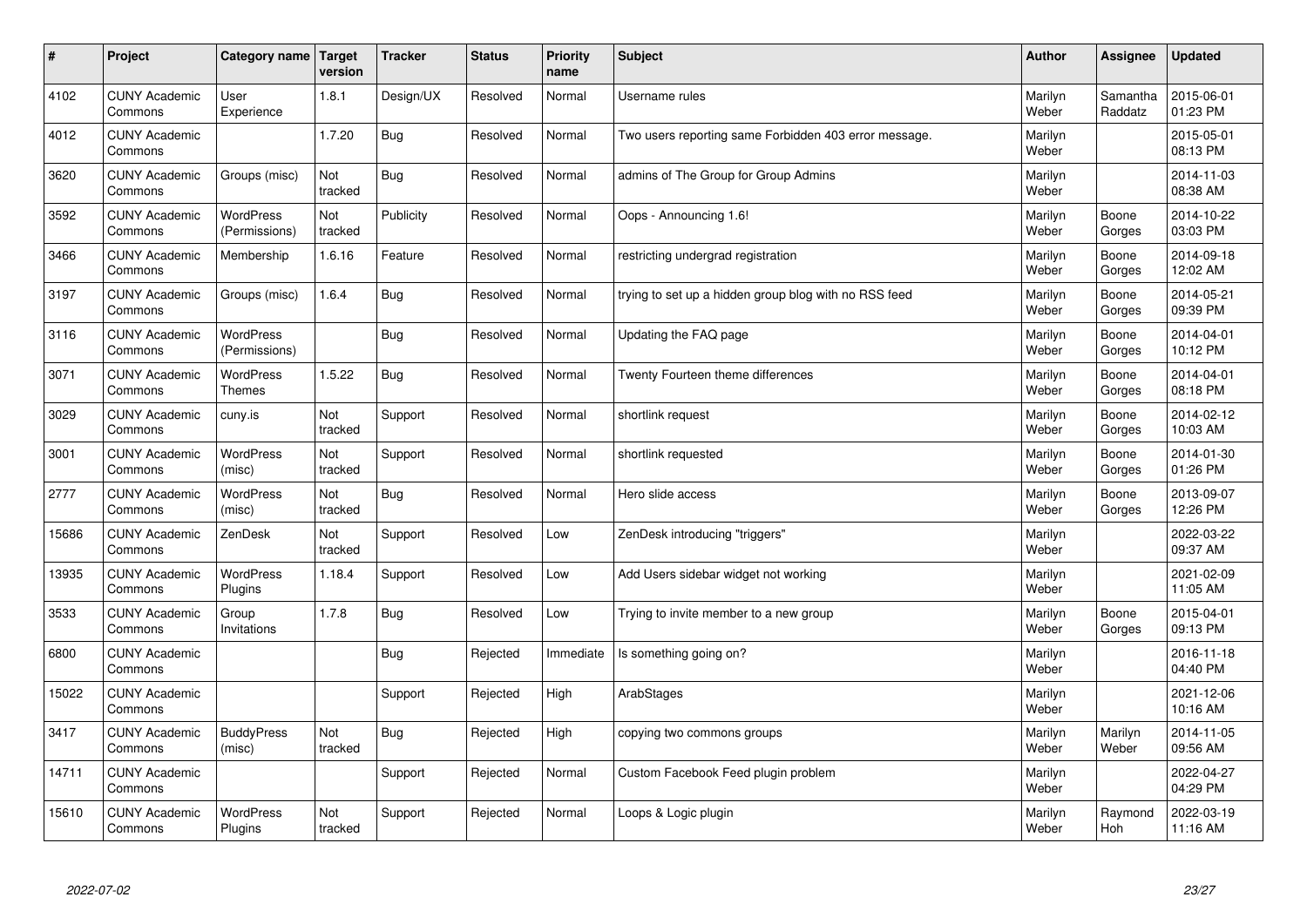| # | Project | Category name | Target version | Tracker | Status | Priority name | Subject | Author | Assignee | Updated |
|---|---|---|---|---|---|---|---|---|---|---|
| 4102 | CUNY Academic Commons | User Experience | 1.8.1 | Design/UX | Resolved | Normal | Username rules | Marilyn Weber | Samantha Raddatz | 2015-06-01 01:23 PM |
| 4012 | CUNY Academic Commons | | 1.7.20 | Bug | Resolved | Normal | Two users reporting same Forbidden 403 error message. | Marilyn Weber | | 2015-05-01 08:13 PM |
| 3620 | CUNY Academic Commons | Groups (misc) | Not tracked | Bug | Resolved | Normal | admins of The Group for Group Admins | Marilyn Weber | | 2014-11-03 08:38 AM |
| 3592 | CUNY Academic Commons | WordPress (Permissions) | Not tracked | Publicity | Resolved | Normal | Oops - Announcing 1.6! | Marilyn Weber | Boone Gorges | 2014-10-22 03:03 PM |
| 3466 | CUNY Academic Commons | Membership | 1.6.16 | Feature | Resolved | Normal | restricting undergrad registration | Marilyn Weber | Boone Gorges | 2014-09-18 12:02 AM |
| 3197 | CUNY Academic Commons | Groups (misc) | 1.6.4 | Bug | Resolved | Normal | trying to set up a hidden group blog with no RSS feed | Marilyn Weber | Boone Gorges | 2014-05-21 09:39 PM |
| 3116 | CUNY Academic Commons | WordPress (Permissions) | | Bug | Resolved | Normal | Updating the FAQ page | Marilyn Weber | Boone Gorges | 2014-04-01 10:12 PM |
| 3071 | CUNY Academic Commons | WordPress Themes | 1.5.22 | Bug | Resolved | Normal | Twenty Fourteen theme differences | Marilyn Weber | Boone Gorges | 2014-04-01 08:18 PM |
| 3029 | CUNY Academic Commons | cuny.is | Not tracked | Support | Resolved | Normal | shortlink request | Marilyn Weber | Boone Gorges | 2014-02-12 10:03 AM |
| 3001 | CUNY Academic Commons | WordPress (misc) | Not tracked | Support | Resolved | Normal | shortlink requested | Marilyn Weber | Boone Gorges | 2014-01-30 01:26 PM |
| 2777 | CUNY Academic Commons | WordPress (misc) | Not tracked | Bug | Resolved | Normal | Hero slide access | Marilyn Weber | Boone Gorges | 2013-09-07 12:26 PM |
| 15686 | CUNY Academic Commons | ZenDesk | Not tracked | Support | Resolved | Low | ZenDesk introducing "triggers" | Marilyn Weber | | 2022-03-22 09:37 AM |
| 13935 | CUNY Academic Commons | WordPress Plugins | 1.18.4 | Support | Resolved | Low | Add Users sidebar widget not working | Marilyn Weber | | 2021-02-09 11:05 AM |
| 3533 | CUNY Academic Commons | Group Invitations | 1.7.8 | Bug | Resolved | Low | Trying to invite member to a new group | Marilyn Weber | Boone Gorges | 2015-04-01 09:13 PM |
| 6800 | CUNY Academic Commons | | | Bug | Rejected | Immediate | Is something going on? | Marilyn Weber | | 2016-11-18 04:40 PM |
| 15022 | CUNY Academic Commons | | | Support | Rejected | High | ArabStages | Marilyn Weber | | 2021-12-06 10:16 AM |
| 3417 | CUNY Academic Commons | BuddyPress (misc) | Not tracked | Bug | Rejected | High | copying two commons groups | Marilyn Weber | Marilyn Weber | 2014-11-05 09:56 AM |
| 14711 | CUNY Academic Commons | | | Support | Rejected | Normal | Custom Facebook Feed plugin problem | Marilyn Weber | | 2022-04-27 04:29 PM |
| 15610 | CUNY Academic Commons | WordPress Plugins | Not tracked | Support | Rejected | Normal | Loops & Logic plugin | Marilyn Weber | Raymond Hoh | 2022-03-19 11:16 AM |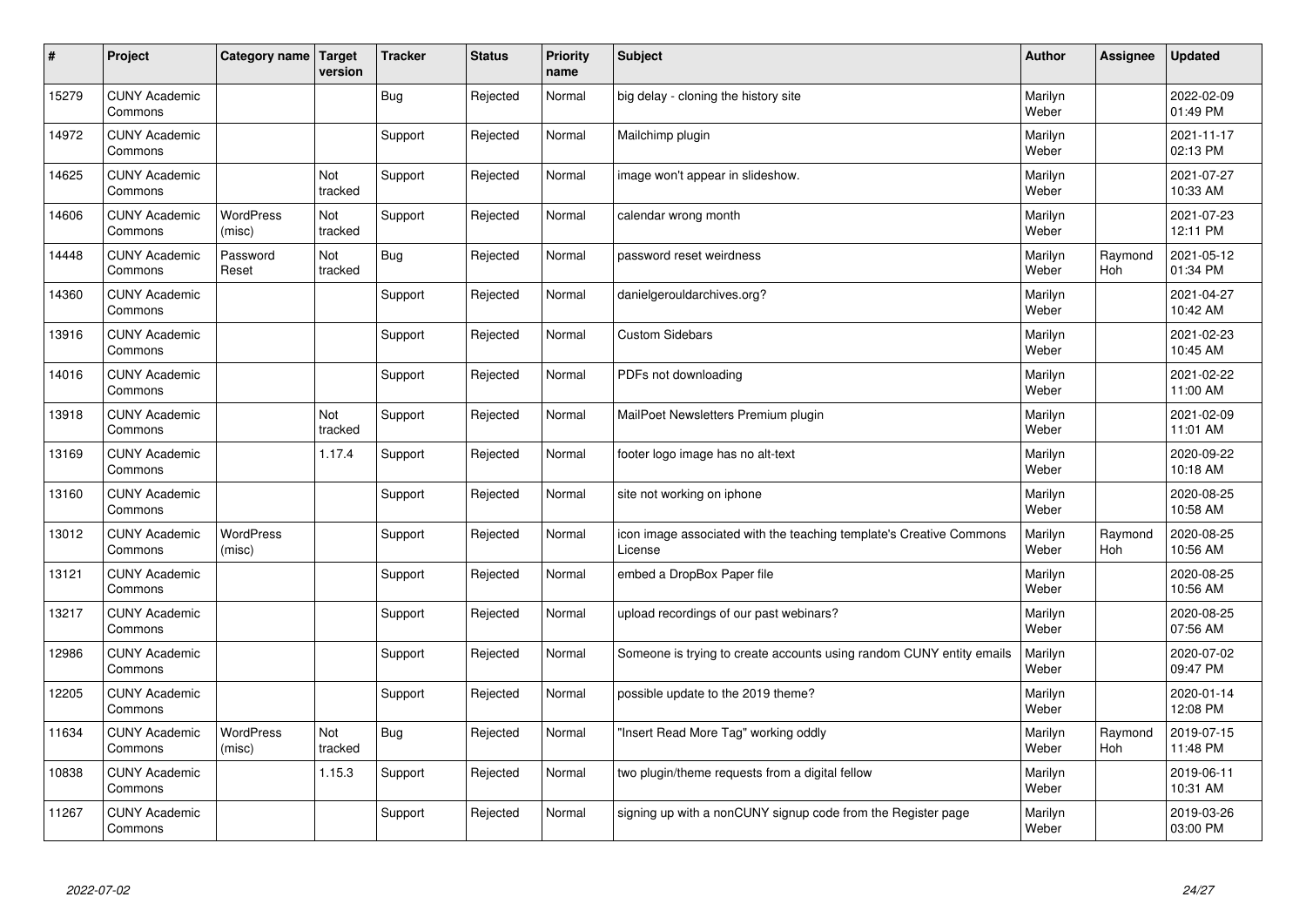| # | Project | Category name | Target version | Tracker | Status | Priority name | Subject | Author | Assignee | Updated |
|---|---|---|---|---|---|---|---|---|---|---|
| 15279 | CUNY Academic Commons | | | Bug | Rejected | Normal | big delay - cloning the history site | Marilyn Weber | | 2022-02-09 01:49 PM |
| 14972 | CUNY Academic Commons | | | Support | Rejected | Normal | Mailchimp plugin | Marilyn Weber | | 2021-11-17 02:13 PM |
| 14625 | CUNY Academic Commons | | Not tracked | Support | Rejected | Normal | image won't appear in slideshow. | Marilyn Weber | | 2021-07-27 10:33 AM |
| 14606 | CUNY Academic Commons | WordPress (misc) | Not tracked | Support | Rejected | Normal | calendar wrong month | Marilyn Weber | | 2021-07-23 12:11 PM |
| 14448 | CUNY Academic Commons | Password Reset | Not tracked | Bug | Rejected | Normal | password reset weirdness | Marilyn Weber | Raymond Hoh | 2021-05-12 01:34 PM |
| 14360 | CUNY Academic Commons | | | Support | Rejected | Normal | danielgerouldarchives.org? | Marilyn Weber | | 2021-04-27 10:42 AM |
| 13916 | CUNY Academic Commons | | | Support | Rejected | Normal | Custom Sidebars | Marilyn Weber | | 2021-02-23 10:45 AM |
| 14016 | CUNY Academic Commons | | | Support | Rejected | Normal | PDFs not downloading | Marilyn Weber | | 2021-02-22 11:00 AM |
| 13918 | CUNY Academic Commons | | Not tracked | Support | Rejected | Normal | MailPoet Newsletters Premium plugin | Marilyn Weber | | 2021-02-09 11:01 AM |
| 13169 | CUNY Academic Commons | | 1.17.4 | Support | Rejected | Normal | footer logo image has no alt-text | Marilyn Weber | | 2020-09-22 10:18 AM |
| 13160 | CUNY Academic Commons | | | Support | Rejected | Normal | site not working on iphone | Marilyn Weber | | 2020-08-25 10:58 AM |
| 13012 | CUNY Academic Commons | WordPress (misc) | | Support | Rejected | Normal | icon image associated with the teaching template's Creative Commons License | Marilyn Weber | Raymond Hoh | 2020-08-25 10:56 AM |
| 13121 | CUNY Academic Commons | | | Support | Rejected | Normal | embed a DropBox Paper file | Marilyn Weber | | 2020-08-25 10:56 AM |
| 13217 | CUNY Academic Commons | | | Support | Rejected | Normal | upload recordings of our past webinars? | Marilyn Weber | | 2020-08-25 07:56 AM |
| 12986 | CUNY Academic Commons | | | Support | Rejected | Normal | Someone is trying to create accounts using random CUNY entity emails | Marilyn Weber | | 2020-07-02 09:47 PM |
| 12205 | CUNY Academic Commons | | | Support | Rejected | Normal | possible update to the 2019 theme? | Marilyn Weber | | 2020-01-14 12:08 PM |
| 11634 | CUNY Academic Commons | WordPress (misc) | Not tracked | Bug | Rejected | Normal | "Insert Read More Tag" working oddly | Marilyn Weber | Raymond Hoh | 2019-07-15 11:48 PM |
| 10838 | CUNY Academic Commons | | 1.15.3 | Support | Rejected | Normal | two plugin/theme requests from a digital fellow | Marilyn Weber | | 2019-06-11 10:31 AM |
| 11267 | CUNY Academic Commons | | | Support | Rejected | Normal | signing up with a nonCUNY signup code from the Register page | Marilyn Weber | | 2019-03-26 03:00 PM |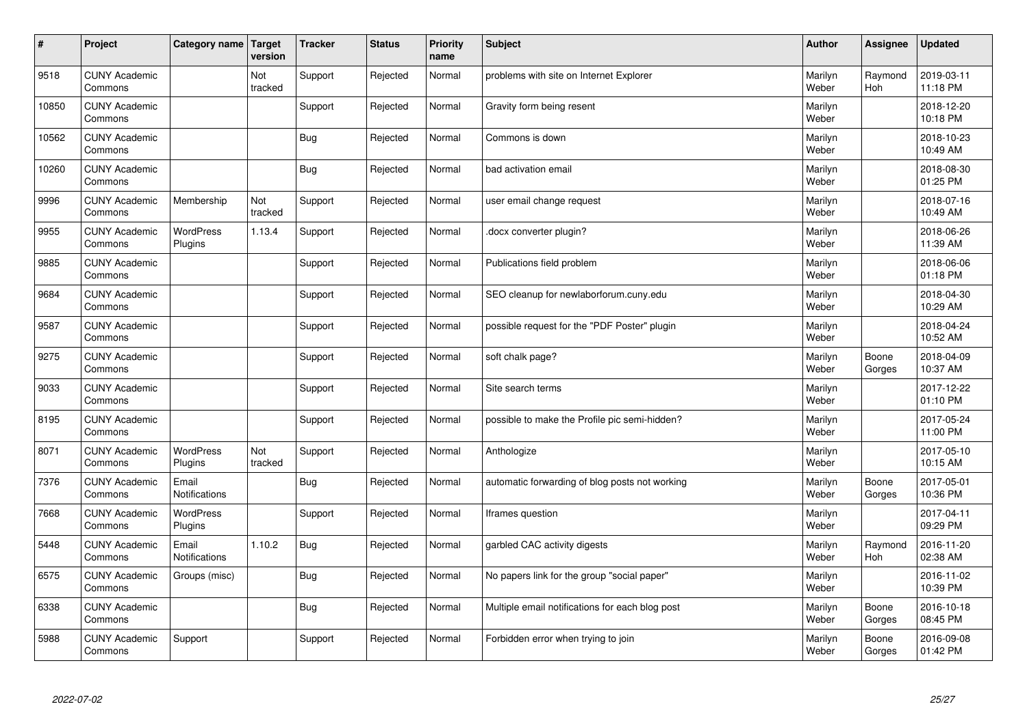| # | Project | Category name | Target version | Tracker | Status | Priority name | Subject | Author | Assignee | Updated |
|---|---|---|---|---|---|---|---|---|---|---|
| 9518 | CUNY Academic Commons | | Not tracked | Support | Rejected | Normal | problems with site on Internet Explorer | Marilyn Weber | Raymond Hoh | 2019-03-11 11:18 PM |
| 10850 | CUNY Academic Commons | | | Support | Rejected | Normal | Gravity form being resent | Marilyn Weber | | 2018-12-20 10:18 PM |
| 10562 | CUNY Academic Commons | | | Bug | Rejected | Normal | Commons is down | Marilyn Weber | | 2018-10-23 10:49 AM |
| 10260 | CUNY Academic Commons | | | Bug | Rejected | Normal | bad activation email | Marilyn Weber | | 2018-08-30 01:25 PM |
| 9996 | CUNY Academic Commons | Membership | Not tracked | Support | Rejected | Normal | user email change request | Marilyn Weber | | 2018-07-16 10:49 AM |
| 9955 | CUNY Academic Commons | WordPress Plugins | 1.13.4 | Support | Rejected | Normal | .docx converter plugin? | Marilyn Weber | | 2018-06-26 11:39 AM |
| 9885 | CUNY Academic Commons | | | Support | Rejected | Normal | Publications field problem | Marilyn Weber | | 2018-06-06 01:18 PM |
| 9684 | CUNY Academic Commons | | | Support | Rejected | Normal | SEO cleanup for newlaborforum.cuny.edu | Marilyn Weber | | 2018-04-30 10:29 AM |
| 9587 | CUNY Academic Commons | | | Support | Rejected | Normal | possible request for the "PDF Poster" plugin | Marilyn Weber | | 2018-04-24 10:52 AM |
| 9275 | CUNY Academic Commons | | | Support | Rejected | Normal | soft chalk page? | Marilyn Weber | Boone Gorges | 2018-04-09 10:37 AM |
| 9033 | CUNY Academic Commons | | | Support | Rejected | Normal | Site search terms | Marilyn Weber | | 2017-12-22 01:10 PM |
| 8195 | CUNY Academic Commons | | | Support | Rejected | Normal | possible to make the Profile pic semi-hidden? | Marilyn Weber | | 2017-05-24 11:00 PM |
| 8071 | CUNY Academic Commons | WordPress Plugins | Not tracked | Support | Rejected | Normal | Anthologize | Marilyn Weber | | 2017-05-10 10:15 AM |
| 7376 | CUNY Academic Commons | Email Notifications | | Bug | Rejected | Normal | automatic forwarding of blog posts not working | Marilyn Weber | Boone Gorges | 2017-05-01 10:36 PM |
| 7668 | CUNY Academic Commons | WordPress Plugins | | Support | Rejected | Normal | Iframes question | Marilyn Weber | | 2017-04-11 09:29 PM |
| 5448 | CUNY Academic Commons | Email Notifications | 1.10.2 | Bug | Rejected | Normal | garbled CAC activity digests | Marilyn Weber | Raymond Hoh | 2016-11-20 02:38 AM |
| 6575 | CUNY Academic Commons | Groups (misc) | | Bug | Rejected | Normal | No papers link for the group "social paper" | Marilyn Weber | | 2016-11-02 10:39 PM |
| 6338 | CUNY Academic Commons | | | Bug | Rejected | Normal | Multiple email notifications for each blog post | Marilyn Weber | Boone Gorges | 2016-10-18 08:45 PM |
| 5988 | CUNY Academic Commons | Support | | Support | Rejected | Normal | Forbidden error when trying to join | Marilyn Weber | Boone Gorges | 2016-09-08 01:42 PM |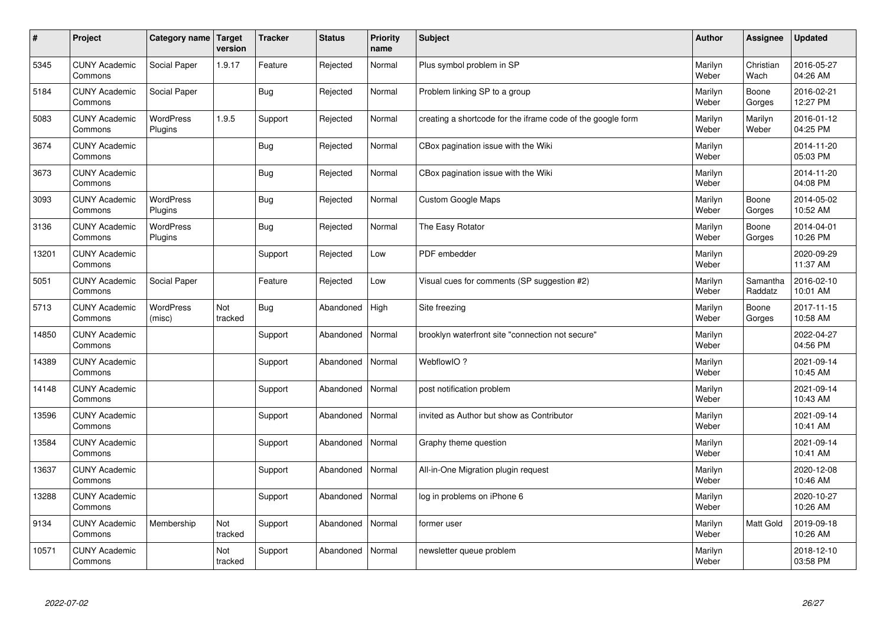| # | Project | Category name | Target version | Tracker | Status | Priority name | Subject | Author | Assignee | Updated |
|---|---|---|---|---|---|---|---|---|---|---|
| 5345 | CUNY Academic Commons | Social Paper | 1.9.17 | Feature | Rejected | Normal | Plus symbol problem in SP | Marilyn Weber | Christian Wach | 2016-05-27 04:26 AM |
| 5184 | CUNY Academic Commons | Social Paper | | Bug | Rejected | Normal | Problem linking SP to a group | Marilyn Weber | Boone Gorges | 2016-02-21 12:27 PM |
| 5083 | CUNY Academic Commons | WordPress Plugins | 1.9.5 | Support | Rejected | Normal | creating a shortcode for the iframe code of the google form | Marilyn Weber | Marilyn Weber | 2016-01-12 04:25 PM |
| 3674 | CUNY Academic Commons | | | Bug | Rejected | Normal | CBox pagination issue with the Wiki | Marilyn Weber | | 2014-11-20 05:03 PM |
| 3673 | CUNY Academic Commons | | | Bug | Rejected | Normal | CBox pagination issue with the Wiki | Marilyn Weber | | 2014-11-20 04:08 PM |
| 3093 | CUNY Academic Commons | WordPress Plugins | | Bug | Rejected | Normal | Custom Google Maps | Marilyn Weber | Boone Gorges | 2014-05-02 10:52 AM |
| 3136 | CUNY Academic Commons | WordPress Plugins | | Bug | Rejected | Normal | The Easy Rotator | Marilyn Weber | Boone Gorges | 2014-04-01 10:26 PM |
| 13201 | CUNY Academic Commons | | | Support | Rejected | Low | PDF embedder | Marilyn Weber | | 2020-09-29 11:37 AM |
| 5051 | CUNY Academic Commons | Social Paper | | Feature | Rejected | Low | Visual cues for comments (SP suggestion #2) | Marilyn Weber | Samantha Raddatz | 2016-02-10 10:01 AM |
| 5713 | CUNY Academic Commons | WordPress (misc) | Not tracked | Bug | Abandoned | High | Site freezing | Marilyn Weber | Boone Gorges | 2017-11-15 10:58 AM |
| 14850 | CUNY Academic Commons | | | Support | Abandoned | Normal | brooklyn waterfront site "connection not secure" | Marilyn Weber | | 2022-04-27 04:56 PM |
| 14389 | CUNY Academic Commons | | | Support | Abandoned | Normal | WebflowIO ? | Marilyn Weber | | 2021-09-14 10:45 AM |
| 14148 | CUNY Academic Commons | | | Support | Abandoned | Normal | post notification problem | Marilyn Weber | | 2021-09-14 10:43 AM |
| 13596 | CUNY Academic Commons | | | Support | Abandoned | Normal | invited as Author but show as Contributor | Marilyn Weber | | 2021-09-14 10:41 AM |
| 13584 | CUNY Academic Commons | | | Support | Abandoned | Normal | Graphy theme question | Marilyn Weber | | 2021-09-14 10:41 AM |
| 13637 | CUNY Academic Commons | | | Support | Abandoned | Normal | All-in-One Migration plugin request | Marilyn Weber | | 2020-12-08 10:46 AM |
| 13288 | CUNY Academic Commons | | | Support | Abandoned | Normal | log in problems on iPhone 6 | Marilyn Weber | | 2020-10-27 10:26 AM |
| 9134 | CUNY Academic Commons | Membership | Not tracked | Support | Abandoned | Normal | former user | Marilyn Weber | Matt Gold | 2019-09-18 10:26 AM |
| 10571 | CUNY Academic Commons | | Not tracked | Support | Abandoned | Normal | newsletter queue problem | Marilyn Weber | | 2018-12-10 03:58 PM |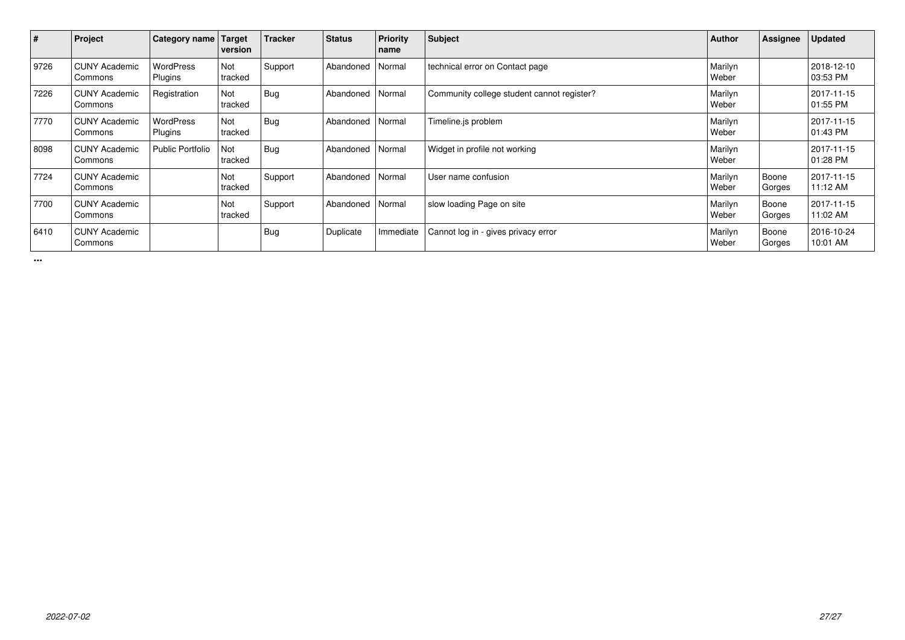| # | Project | Category name | Target version | Tracker | Status | Priority name | Subject | Author | Assignee | Updated |
|---|---|---|---|---|---|---|---|---|---|---|
| 9726 | CUNY Academic Commons | WordPress Plugins | Not tracked | Support | Abandoned | Normal | technical error on Contact page | Marilyn Weber | | 2018-12-10 03:53 PM |
| 7226 | CUNY Academic Commons | Registration | Not tracked | Bug | Abandoned | Normal | Community college student cannot register? | Marilyn Weber | | 2017-11-15 01:55 PM |
| 7770 | CUNY Academic Commons | WordPress Plugins | Not tracked | Bug | Abandoned | Normal | Timeline.js problem | Marilyn Weber | | 2017-11-15 01:43 PM |
| 8098 | CUNY Academic Commons | Public Portfolio | Not tracked | Bug | Abandoned | Normal | Widget in profile not working | Marilyn Weber | | 2017-11-15 01:28 PM |
| 7724 | CUNY Academic Commons | | Not tracked | Support | Abandoned | Normal | User name confusion | Marilyn Weber | Boone Gorges | 2017-11-15 11:12 AM |
| 7700 | CUNY Academic Commons | | Not tracked | Support | Abandoned | Normal | slow loading Page on site | Marilyn Weber | Boone Gorges | 2017-11-15 11:02 AM |
| 6410 | CUNY Academic Commons | | | Bug | Duplicate | Immediate | Cannot log in - gives privacy error | Marilyn Weber | Boone Gorges | 2016-10-24 10:01 AM |

...